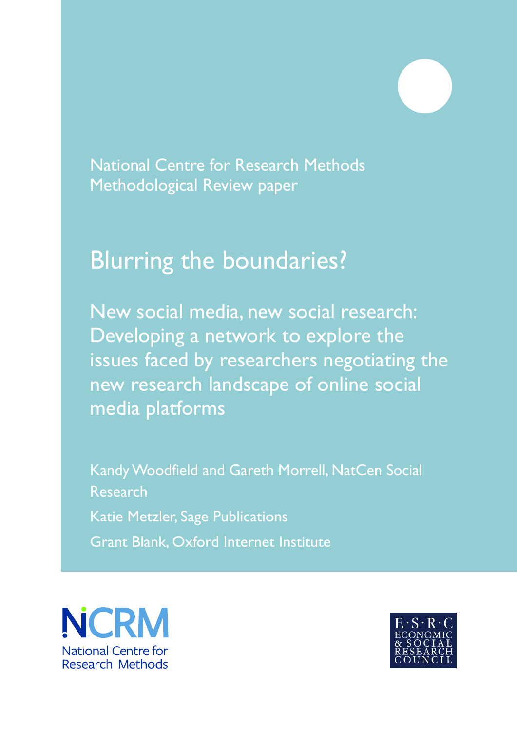National Centre for Research Methods
Methodological Review paper

# Blurring the boundaries?

## New social media, new social research: Developing a network to explore the issues faced by researchers negotiating the new research landscape of online social media platforms

Kandy Woodfield and Gareth Morrell, NatCen Social Research

Katie Metzler, Sage Publications

Grant Blank, Oxford Internet Institute

NCRM
National Centre for Research Methods

E·S·R·C
ECONOMIC & SOCIAL RESEARCH COUNCIL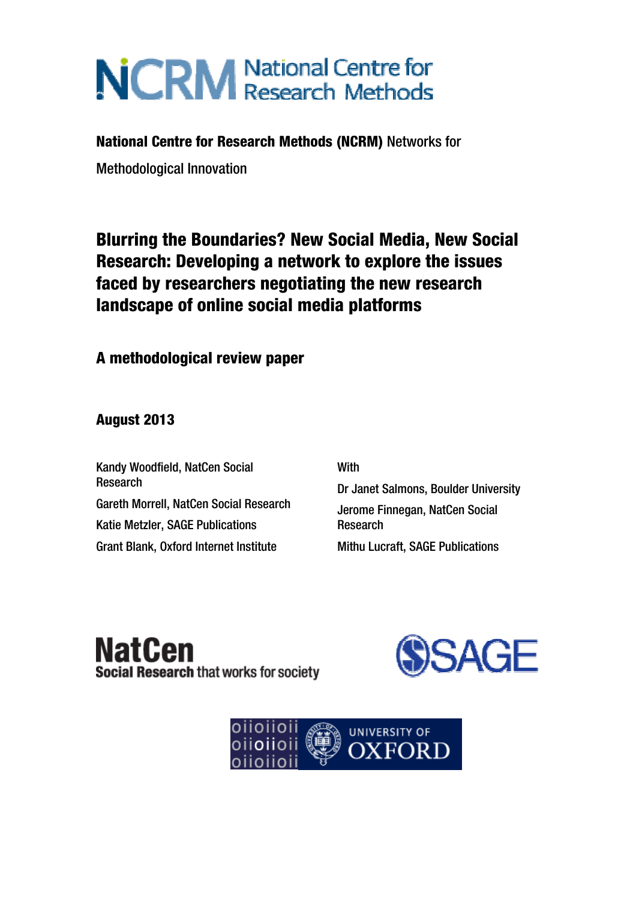**National Centre for Research Methods (NCRM)** Networks for Methodological Innovation

# Blurring the Boundaries? New Social Media, New Social Research: Developing a network to explore the issues faced by researchers negotiating the new research landscape of online social media platforms

## A methodological review paper

**August 2013**

Kandy Woodfield, NatCen Social Research

Gareth Morrell, NatCen Social Research

Katie Metzler, SAGE Publications

Grant Blank, Oxford Internet Institute

With

Dr Janet Salmons, Boulder University

Jerome Finnegan, NatCen Social Research

Mithu Lucraft, SAGE Publications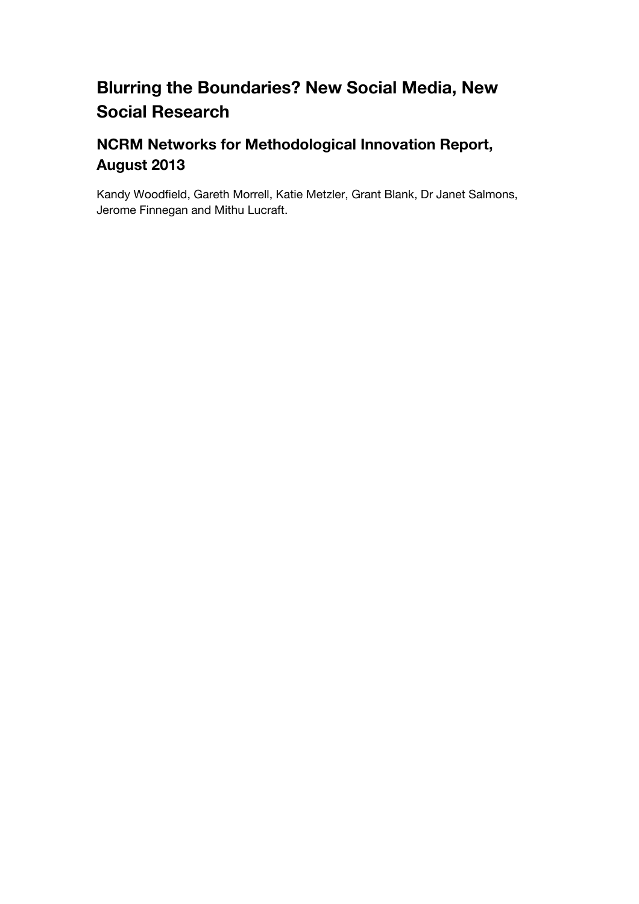# Blurring the Boundaries? New Social Media, New Social Research

## NCRM Networks for Methodological Innovation Report, August 2013

Kandy Woodfield, Gareth Morrell, Katie Metzler, Grant Blank, Dr Janet Salmons, Jerome Finnegan and Mithu Lucraft.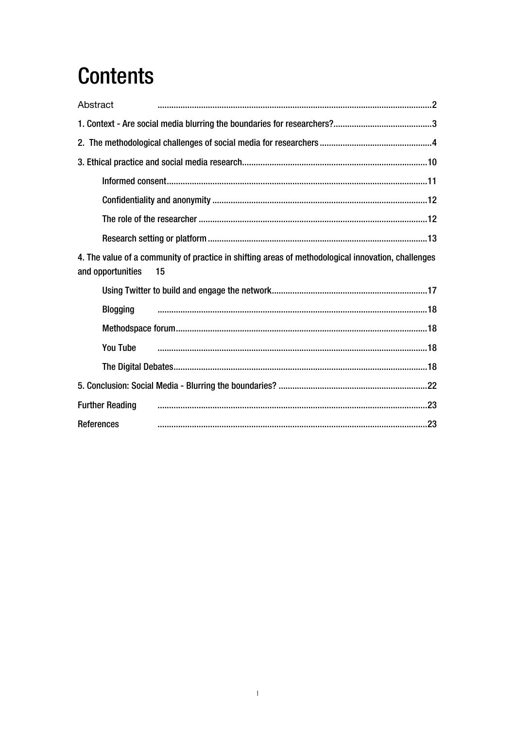# Contents

Abstract ..... 2

1. Context - Are social media blurring the boundaries for researchers? ..... 3

2. The methodological challenges of social media for researchers ..... 4

3. Ethical practice and social media research ..... 10

    Informed consent ..... 11

    Confidentiality and anonymity ..... 12

    The role of the researcher ..... 12

    Research setting or platform ..... 13

4. The value of a community of practice in shifting areas of methodological innovation, challenges and opportunities 15

    Using Twitter to build and engage the network ..... 17

    Blogging ..... 18

    Methodspace forum ..... 18

    You Tube ..... 18

    The Digital Debates ..... 18

5. Conclusion: Social Media - Blurring the boundaries? ..... 22

Further Reading ..... 23

References ..... 23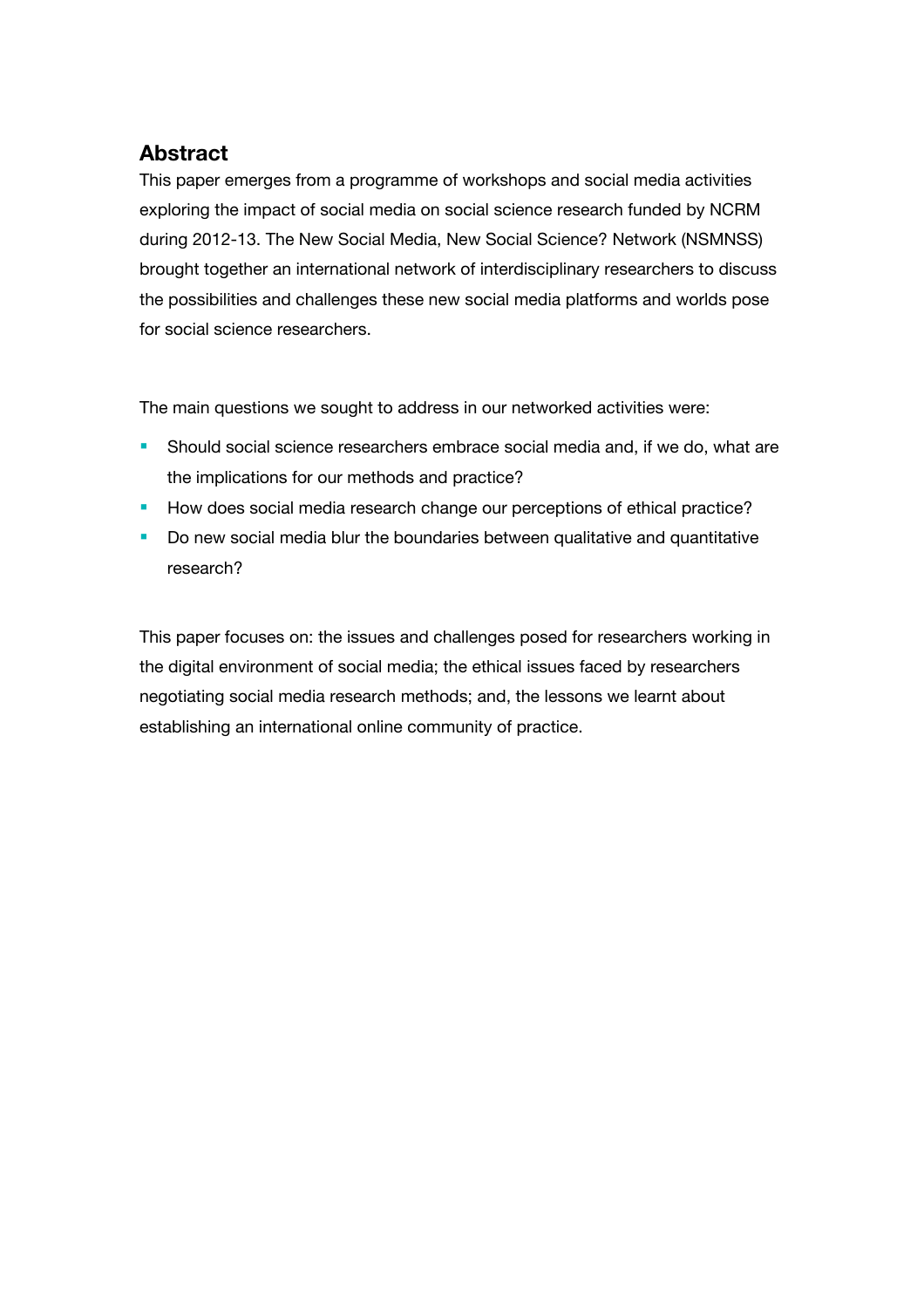## Abstract

This paper emerges from a programme of workshops and social media activities exploring the impact of social media on social science research funded by NCRM during 2012-13. The New Social Media, New Social Science? Network (NSMNSS) brought together an international network of interdisciplinary researchers to discuss the possibilities and challenges these new social media platforms and worlds pose for social science researchers.

The main questions we sought to address in our networked activities were:

- Should social science researchers embrace social media and, if we do, what are the implications for our methods and practice?
- How does social media research change our perceptions of ethical practice?
- Do new social media blur the boundaries between qualitative and quantitative research?

This paper focuses on: the issues and challenges posed for researchers working in the digital environment of social media; the ethical issues faced by researchers negotiating social media research methods; and, the lessons we learnt about establishing an international online community of practice.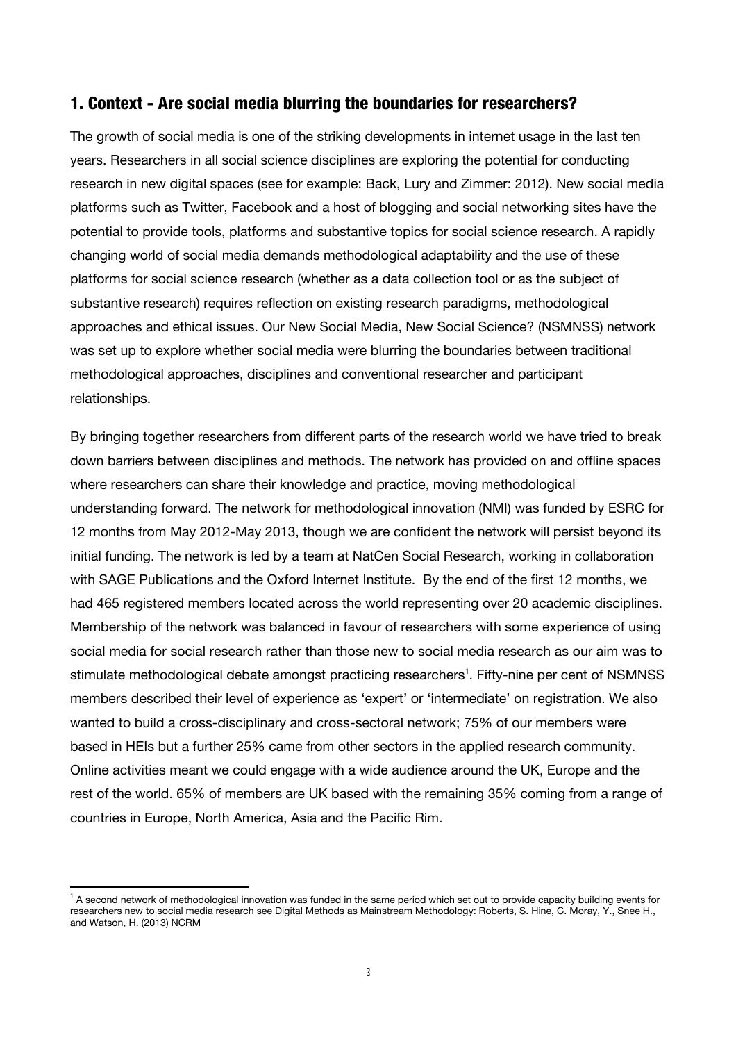## 1. Context - Are social media blurring the boundaries for researchers?

The growth of social media is one of the striking developments in internet usage in the last ten years. Researchers in all social science disciplines are exploring the potential for conducting research in new digital spaces (see for example: Back, Lury and Zimmer: 2012). New social media platforms such as Twitter, Facebook and a host of blogging and social networking sites have the potential to provide tools, platforms and substantive topics for social science research. A rapidly changing world of social media demands methodological adaptability and the use of these platforms for social science research (whether as a data collection tool or as the subject of substantive research) requires reflection on existing research paradigms, methodological approaches and ethical issues. Our New Social Media, New Social Science? (NSMNSS) network was set up to explore whether social media were blurring the boundaries between traditional methodological approaches, disciplines and conventional researcher and participant relationships.

By bringing together researchers from different parts of the research world we have tried to break down barriers between disciplines and methods. The network has provided on and offline spaces where researchers can share their knowledge and practice, moving methodological understanding forward. The network for methodological innovation (NMI) was funded by ESRC for 12 months from May 2012-May 2013, though we are confident the network will persist beyond its initial funding. The network is led by a team at NatCen Social Research, working in collaboration with SAGE Publications and the Oxford Internet Institute. By the end of the first 12 months, we had 465 registered members located across the world representing over 20 academic disciplines. Membership of the network was balanced in favour of researchers with some experience of using social media for social research rather than those new to social media research as our aim was to stimulate methodological debate amongst practicing researchers[1]. Fifty-nine per cent of NSMNSS members described their level of experience as 'expert' or 'intermediate' on registration. We also wanted to build a cross-disciplinary and cross-sectoral network; 75% of our members were based in HEIs but a further 25% came from other sectors in the applied research community. Online activities meant we could engage with a wide audience around the UK, Europe and the rest of the world. 65% of members are UK based with the remaining 35% coming from a range of countries in Europe, North America, Asia and the Pacific Rim.

[1] A second network of methodological innovation was funded in the same period which set out to provide capacity building events for researchers new to social media research see Digital Methods as Mainstream Methodology: Roberts, S. Hine, C. Moray, Y., Snee H., and Watson, H. (2013) NCRM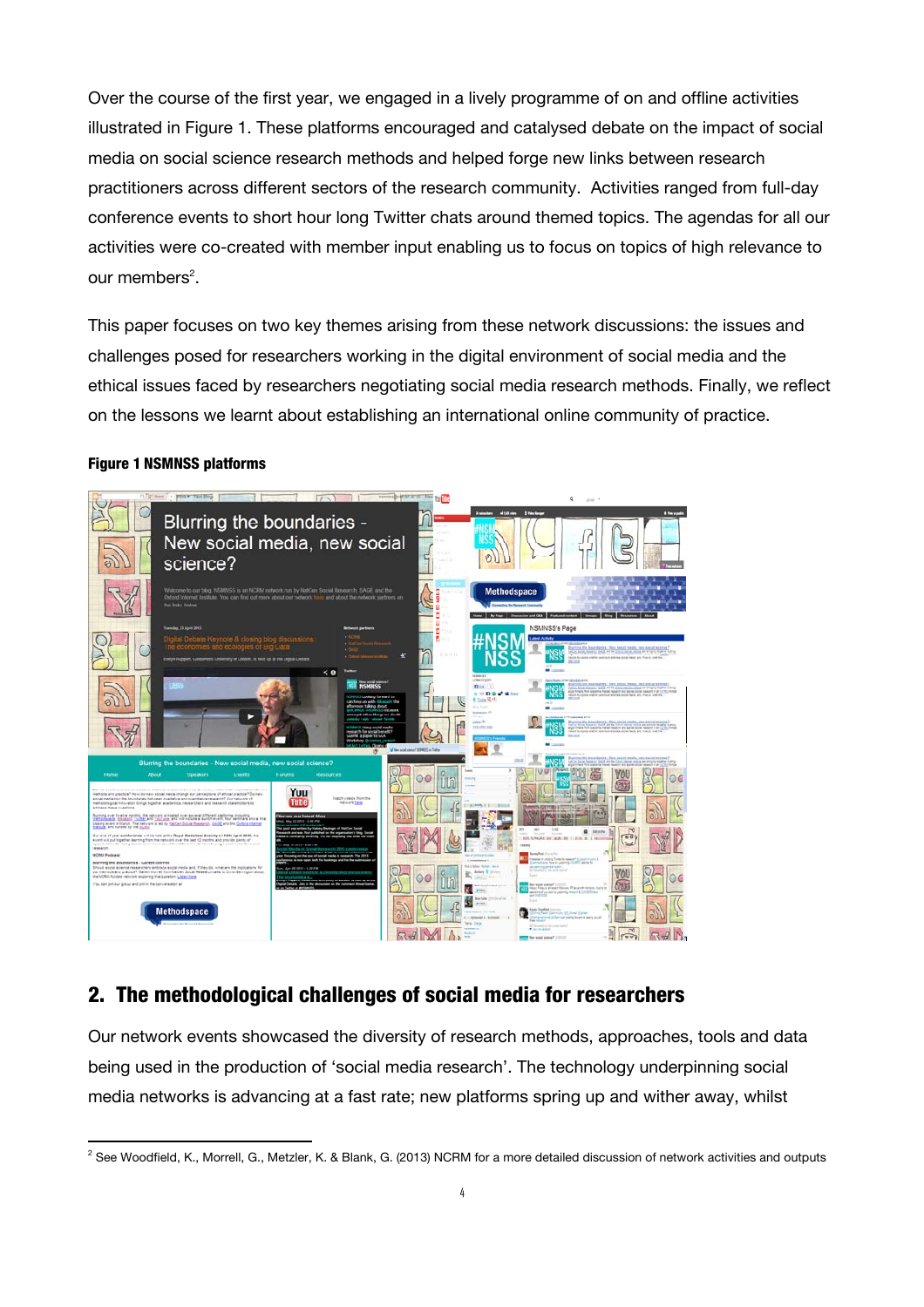Over the course of the first year, we engaged in a lively programme of on and offline activities illustrated in Figure 1. These platforms encouraged and catalysed debate on the impact of social media on social science research methods and helped forge new links between research practitioners across different sectors of the research community. Activities ranged from full-day conference events to short hour long Twitter chats around themed topics. The agendas for all our activities were co-created with member input enabling us to focus on topics of high relevance to our members[2].

This paper focuses on two key themes arising from these network discussions: the issues and challenges posed for researchers working in the digital environment of social media and the ethical issues faced by researchers negotiating social media research methods. Finally, we reflect on the lessons we learnt about establishing an international online community of practice.

**Figure 1 NSMNSS platforms**

## 2. The methodological challenges of social media for researchers

Our network events showcased the diversity of research methods, approaches, tools and data being used in the production of 'social media research'. The technology underpinning social media networks is advancing at a fast rate; new platforms spring up and wither away, whilst

[2] See Woodfield, K., Morrell, G., Metzler, K. & Blank, G. (2013) NCRM for a more detailed discussion of network activities and outputs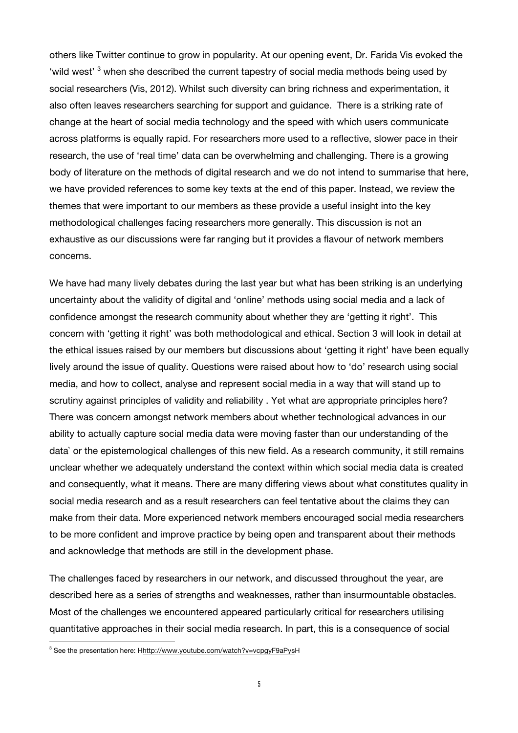others like Twitter continue to grow in popularity. At our opening event, Dr. Farida Vis evoked the 'wild west' [3] when she described the current tapestry of social media methods being used by social researchers (Vis, 2012). Whilst such diversity can bring richness and experimentation, it also often leaves researchers searching for support and guidance. There is a striking rate of change at the heart of social media technology and the speed with which users communicate across platforms is equally rapid. For researchers more used to a reflective, slower pace in their research, the use of 'real time' data can be overwhelming and challenging. There is a growing body of literature on the methods of digital research and we do not intend to summarise that here, we have provided references to some key texts at the end of this paper. Instead, we review the themes that were important to our members as these provide a useful insight into the key methodological challenges facing researchers more generally. This discussion is not an exhaustive as our discussions were far ranging but it provides a flavour of network members concerns.

We have had many lively debates during the last year but what has been striking is an underlying uncertainty about the validity of digital and 'online' methods using social media and a lack of confidence amongst the research community about whether they are 'getting it right'. This concern with 'getting it right' was both methodological and ethical. Section 3 will look in detail at the ethical issues raised by our members but discussions about 'getting it right' have been equally lively around the issue of quality. Questions were raised about how to 'do' research using social media, and how to collect, analyse and represent social media in a way that will stand up to scrutiny against principles of validity and reliability . Yet what are appropriate principles here? There was concern amongst network members about whether technological advances in our ability to actually capture social media data were moving faster than our understanding of the data` or the epistemological challenges of this new field. As a research community, it still remains unclear whether we adequately understand the context within which social media data is created and consequently, what it means. There are many differing views about what constitutes quality in social media research and as a result researchers can feel tentative about the claims they can make from their data. More experienced network members encouraged social media researchers to be more confident and improve practice by being open and transparent about their methods and acknowledge that methods are still in the development phase.

The challenges faced by researchers in our network, and discussed throughout the year, are described here as a series of strengths and weaknesses, rather than insurmountable obstacles. Most of the challenges we encountered appeared particularly critical for researchers utilising quantitative approaches in their social media research. In part, this is a consequence of social

[3] See the presentation here: Hhttp://www.youtube.com/watch?v=vcpgyF9aPysH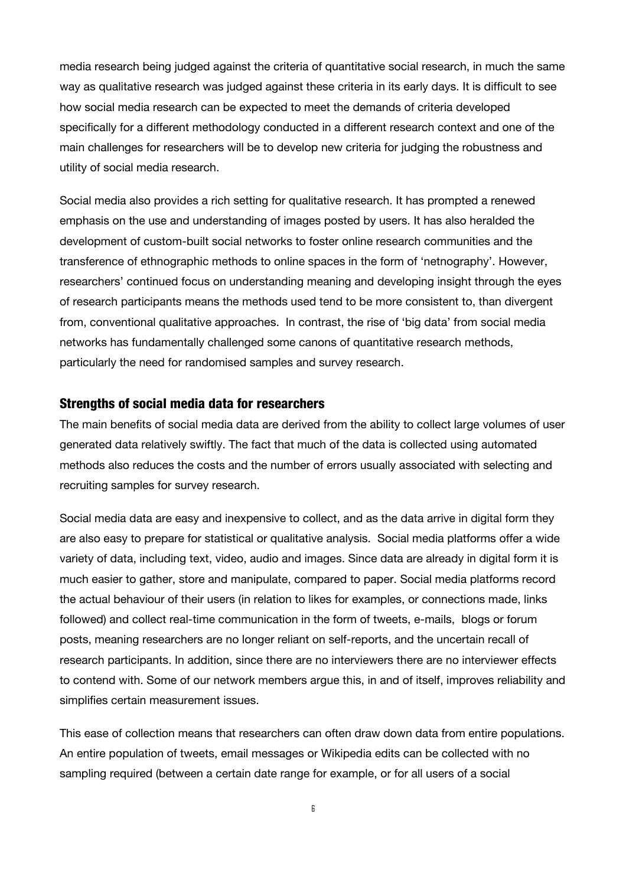media research being judged against the criteria of quantitative social research, in much the same way as qualitative research was judged against these criteria in its early days. It is difficult to see how social media research can be expected to meet the demands of criteria developed specifically for a different methodology conducted in a different research context and one of the main challenges for researchers will be to develop new criteria for judging the robustness and utility of social media research.

Social media also provides a rich setting for qualitative research. It has prompted a renewed emphasis on the use and understanding of images posted by users. It has also heralded the development of custom-built social networks to foster online research communities and the transference of ethnographic methods to online spaces in the form of 'netnography'. However, researchers' continued focus on understanding meaning and developing insight through the eyes of research participants means the methods used tend to be more consistent to, than divergent from, conventional qualitative approaches. In contrast, the rise of 'big data' from social media networks has fundamentally challenged some canons of quantitative research methods, particularly the need for randomised samples and survey research.

## Strengths of social media data for researchers

The main benefits of social media data are derived from the ability to collect large volumes of user generated data relatively swiftly. The fact that much of the data is collected using automated methods also reduces the costs and the number of errors usually associated with selecting and recruiting samples for survey research.

Social media data are easy and inexpensive to collect, and as the data arrive in digital form they are also easy to prepare for statistical or qualitative analysis. Social media platforms offer a wide variety of data, including text, video, audio and images. Since data are already in digital form it is much easier to gather, store and manipulate, compared to paper. Social media platforms record the actual behaviour of their users (in relation to likes for examples, or connections made, links followed) and collect real-time communication in the form of tweets, e-mails, blogs or forum posts, meaning researchers are no longer reliant on self-reports, and the uncertain recall of research participants. In addition, since there are no interviewers there are no interviewer effects to contend with. Some of our network members argue this, in and of itself, improves reliability and simplifies certain measurement issues.

This ease of collection means that researchers can often draw down data from entire populations. An entire population of tweets, email messages or Wikipedia edits can be collected with no sampling required (between a certain date range for example, or for all users of a social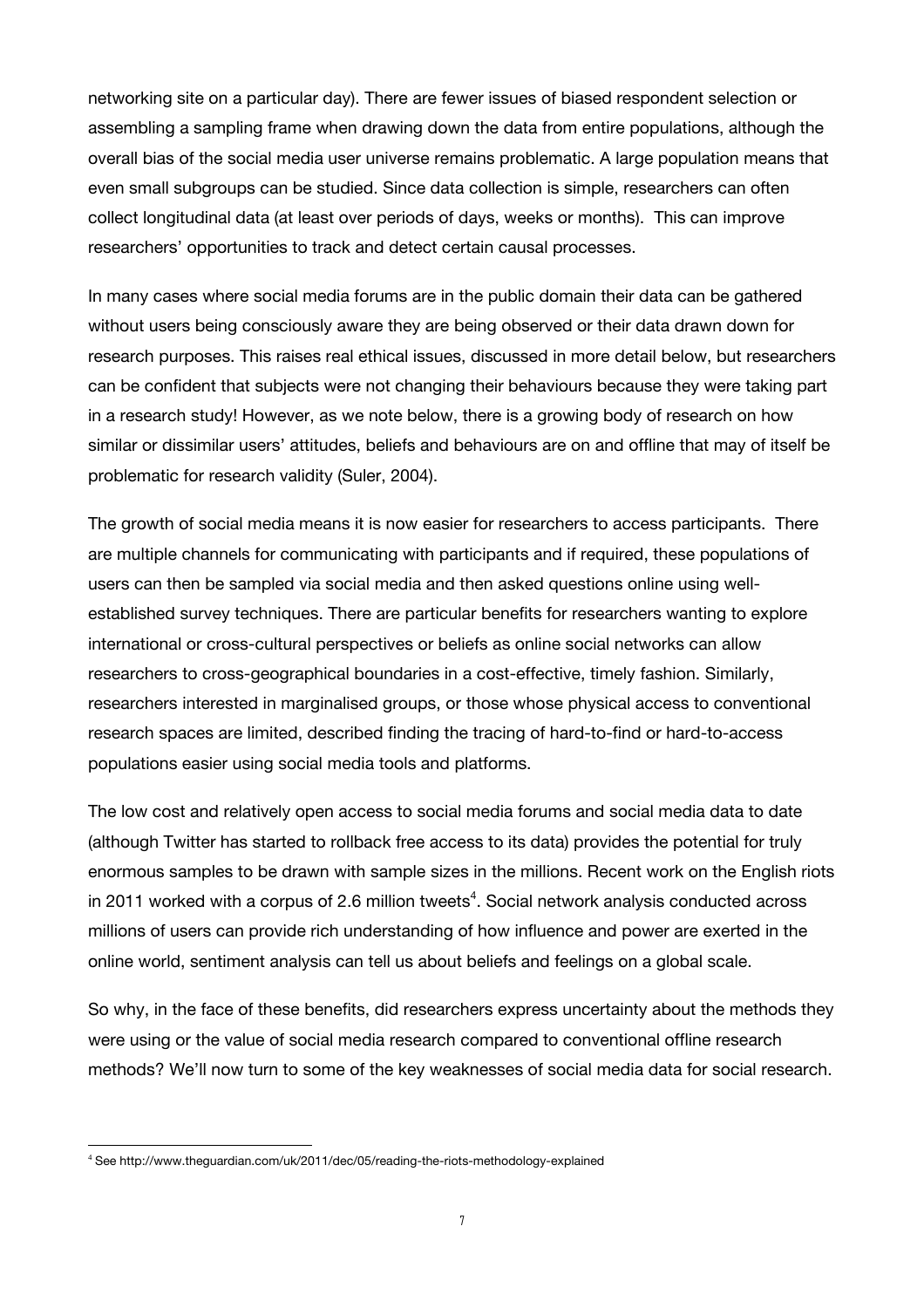networking site on a particular day). There are fewer issues of biased respondent selection or assembling a sampling frame when drawing down the data from entire populations, although the overall bias of the social media user universe remains problematic. A large population means that even small subgroups can be studied. Since data collection is simple, researchers can often collect longitudinal data (at least over periods of days, weeks or months). This can improve researchers' opportunities to track and detect certain causal processes.

In many cases where social media forums are in the public domain their data can be gathered without users being consciously aware they are being observed or their data drawn down for research purposes. This raises real ethical issues, discussed in more detail below, but researchers can be confident that subjects were not changing their behaviours because they were taking part in a research study! However, as we note below, there is a growing body of research on how similar or dissimilar users' attitudes, beliefs and behaviours are on and offline that may of itself be problematic for research validity (Suler, 2004).

The growth of social media means it is now easier for researchers to access participants. There are multiple channels for communicating with participants and if required, these populations of users can then be sampled via social media and then asked questions online using well-established survey techniques. There are particular benefits for researchers wanting to explore international or cross-cultural perspectives or beliefs as online social networks can allow researchers to cross-geographical boundaries in a cost-effective, timely fashion. Similarly, researchers interested in marginalised groups, or those whose physical access to conventional research spaces are limited, described finding the tracing of hard-to-find or hard-to-access populations easier using social media tools and platforms.

The low cost and relatively open access to social media forums and social media data to date (although Twitter has started to rollback free access to its data) provides the potential for truly enormous samples to be drawn with sample sizes in the millions. Recent work on the English riots in 2011 worked with a corpus of 2.6 million tweets[4]. Social network analysis conducted across millions of users can provide rich understanding of how influence and power are exerted in the online world, sentiment analysis can tell us about beliefs and feelings on a global scale.

So why, in the face of these benefits, did researchers express uncertainty about the methods they were using or the value of social media research compared to conventional offline research methods? We'll now turn to some of the key weaknesses of social media data for social research.

[4] See http://www.theguardian.com/uk/2011/dec/05/reading-the-riots-methodology-explained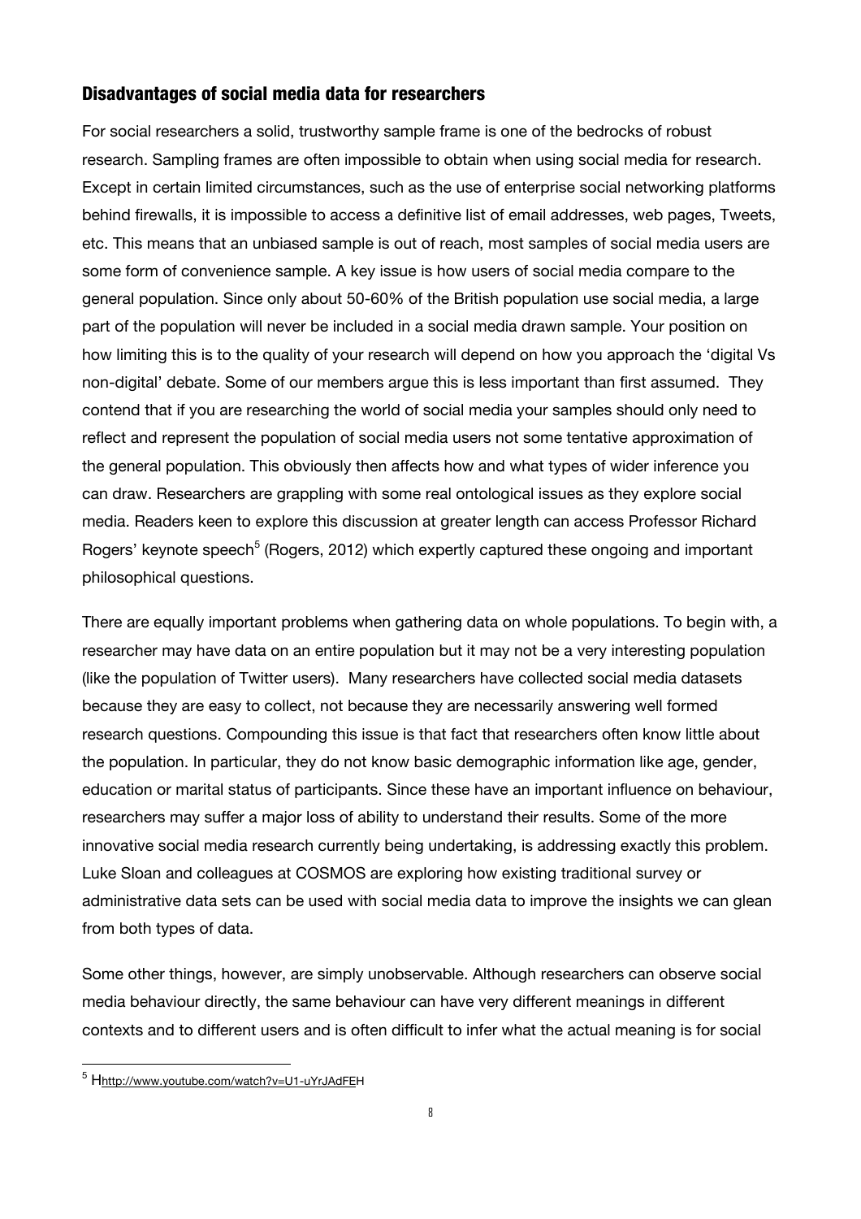## Disadvantages of social media data for researchers

For social researchers a solid, trustworthy sample frame is one of the bedrocks of robust research. Sampling frames are often impossible to obtain when using social media for research. Except in certain limited circumstances, such as the use of enterprise social networking platforms behind firewalls, it is impossible to access a definitive list of email addresses, web pages, Tweets, etc. This means that an unbiased sample is out of reach, most samples of social media users are some form of convenience sample. A key issue is how users of social media compare to the general population. Since only about 50-60% of the British population use social media, a large part of the population will never be included in a social media drawn sample. Your position on how limiting this is to the quality of your research will depend on how you approach the 'digital Vs non-digital' debate. Some of our members argue this is less important than first assumed. They contend that if you are researching the world of social media your samples should only need to reflect and represent the population of social media users not some tentative approximation of the general population. This obviously then affects how and what types of wider inference you can draw. Researchers are grappling with some real ontological issues as they explore social media. Readers keen to explore this discussion at greater length can access Professor Richard Rogers' keynote speech[5] (Rogers, 2012) which expertly captured these ongoing and important philosophical questions.

There are equally important problems when gathering data on whole populations. To begin with, a researcher may have data on an entire population but it may not be a very interesting population (like the population of Twitter users). Many researchers have collected social media datasets because they are easy to collect, not because they are necessarily answering well formed research questions. Compounding this issue is that fact that researchers often know little about the population. In particular, they do not know basic demographic information like age, gender, education or marital status of participants. Since these have an important influence on behaviour, researchers may suffer a major loss of ability to understand their results. Some of the more innovative social media research currently being undertaking, is addressing exactly this problem. Luke Sloan and colleagues at COSMOS are exploring how existing traditional survey or administrative data sets can be used with social media data to improve the insights we can glean from both types of data.

Some other things, however, are simply unobservable. Although researchers can observe social media behaviour directly, the same behaviour can have very different meanings in different contexts and to different users and is often difficult to infer what the actual meaning is for social

[5] Hhttp://www.youtube.com/watch?v=U1-uYrJAdFEH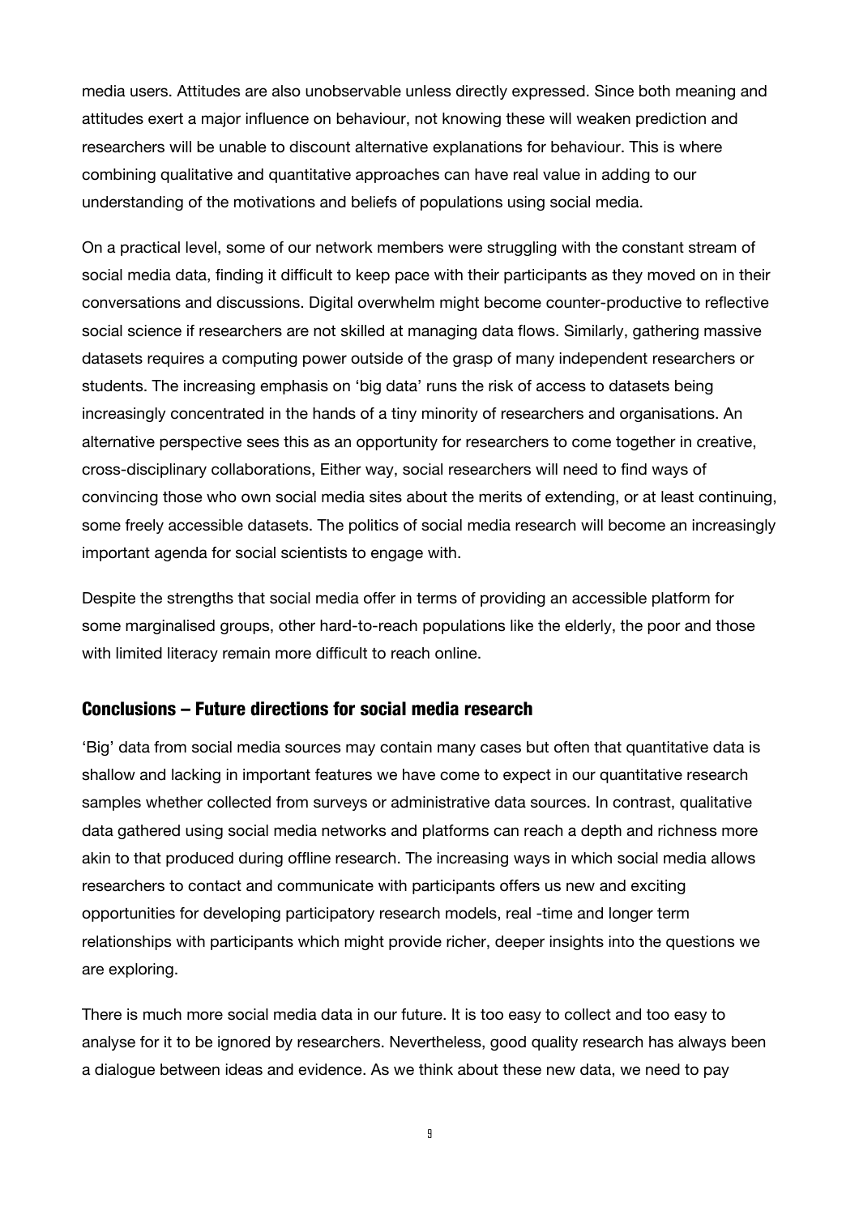media users. Attitudes are also unobservable unless directly expressed. Since both meaning and attitudes exert a major influence on behaviour, not knowing these will weaken prediction and researchers will be unable to discount alternative explanations for behaviour. This is where combining qualitative and quantitative approaches can have real value in adding to our understanding of the motivations and beliefs of populations using social media.

On a practical level, some of our network members were struggling with the constant stream of social media data, finding it difficult to keep pace with their participants as they moved on in their conversations and discussions. Digital overwhelm might become counter-productive to reflective social science if researchers are not skilled at managing data flows. Similarly, gathering massive datasets requires a computing power outside of the grasp of many independent researchers or students. The increasing emphasis on 'big data' runs the risk of access to datasets being increasingly concentrated in the hands of a tiny minority of researchers and organisations. An alternative perspective sees this as an opportunity for researchers to come together in creative, cross-disciplinary collaborations, Either way, social researchers will need to find ways of convincing those who own social media sites about the merits of extending, or at least continuing, some freely accessible datasets. The politics of social media research will become an increasingly important agenda for social scientists to engage with.

Despite the strengths that social media offer in terms of providing an accessible platform for some marginalised groups, other hard-to-reach populations like the elderly, the poor and those with limited literacy remain more difficult to reach online.

## Conclusions – Future directions for social media research

'Big' data from social media sources may contain many cases but often that quantitative data is shallow and lacking in important features we have come to expect in our quantitative research samples whether collected from surveys or administrative data sources. In contrast, qualitative data gathered using social media networks and platforms can reach a depth and richness more akin to that produced during offline research. The increasing ways in which social media allows researchers to contact and communicate with participants offers us new and exciting opportunities for developing participatory research models, real -time and longer term relationships with participants which might provide richer, deeper insights into the questions we are exploring.

There is much more social media data in our future. It is too easy to collect and too easy to analyse for it to be ignored by researchers. Nevertheless, good quality research has always been a dialogue between ideas and evidence. As we think about these new data, we need to pay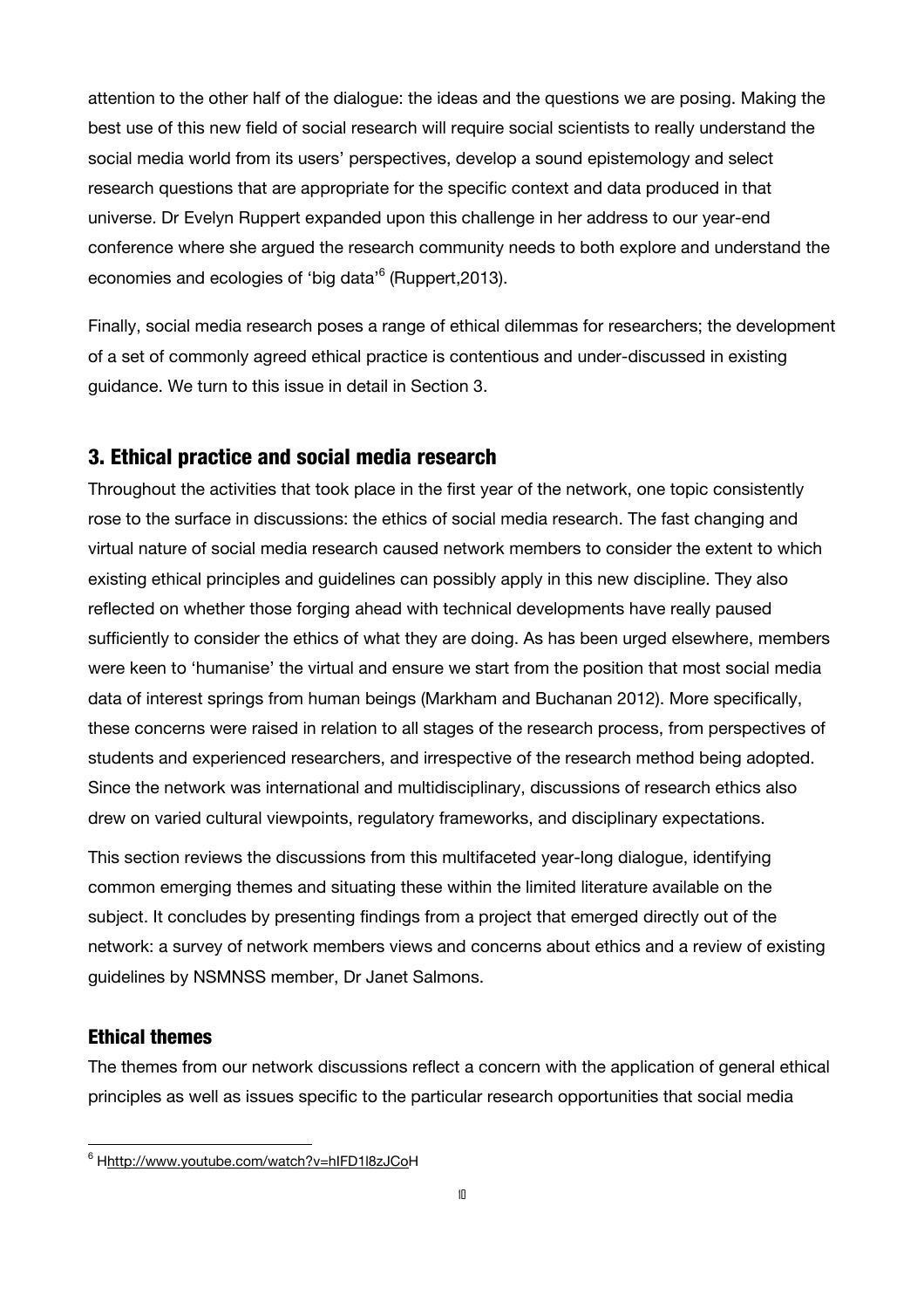attention to the other half of the dialogue: the ideas and the questions we are posing. Making the best use of this new field of social research will require social scientists to really understand the social media world from its users' perspectives, develop a sound epistemology and select research questions that are appropriate for the specific context and data produced in that universe. Dr Evelyn Ruppert expanded upon this challenge in her address to our year-end conference where she argued the research community needs to both explore and understand the economies and ecologies of 'big data'[6] (Ruppert,2013).

Finally, social media research poses a range of ethical dilemmas for researchers; the development of a set of commonly agreed ethical practice is contentious and under-discussed in existing guidance. We turn to this issue in detail in Section 3.

## 3. Ethical practice and social media research

Throughout the activities that took place in the first year of the network, one topic consistently rose to the surface in discussions: the ethics of social media research. The fast changing and virtual nature of social media research caused network members to consider the extent to which existing ethical principles and guidelines can possibly apply in this new discipline. They also reflected on whether those forging ahead with technical developments have really paused sufficiently to consider the ethics of what they are doing. As has been urged elsewhere, members were keen to 'humanise' the virtual and ensure we start from the position that most social media data of interest springs from human beings (Markham and Buchanan 2012). More specifically, these concerns were raised in relation to all stages of the research process, from perspectives of students and experienced researchers, and irrespective of the research method being adopted. Since the network was international and multidisciplinary, discussions of research ethics also drew on varied cultural viewpoints, regulatory frameworks, and disciplinary expectations.

This section reviews the discussions from this multifaceted year-long dialogue, identifying common emerging themes and situating these within the limited literature available on the subject. It concludes by presenting findings from a project that emerged directly out of the network: a survey of network members views and concerns about ethics and a review of existing guidelines by NSMNSS member, Dr Janet Salmons.

### Ethical themes

The themes from our network discussions reflect a concern with the application of general ethical principles as well as issues specific to the particular research opportunities that social media

[6] Hhttp://www.youtube.com/watch?v=hIFD1l8zJCoH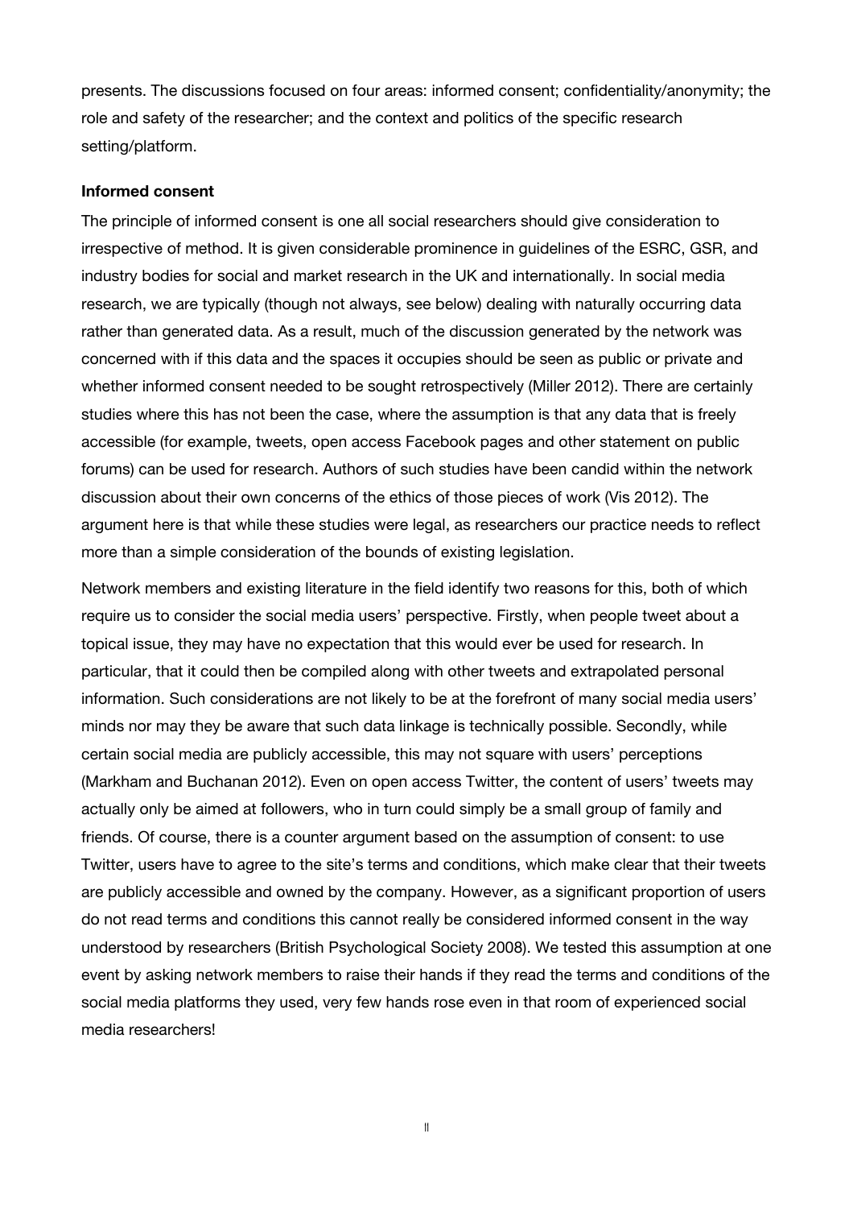presents. The discussions focused on four areas: informed consent; confidentiality/anonymity; the role and safety of the researcher; and the context and politics of the specific research setting/platform.

**Informed consent**

The principle of informed consent is one all social researchers should give consideration to irrespective of method. It is given considerable prominence in guidelines of the ESRC, GSR, and industry bodies for social and market research in the UK and internationally. In social media research, we are typically (though not always, see below) dealing with naturally occurring data rather than generated data. As a result, much of the discussion generated by the network was concerned with if this data and the spaces it occupies should be seen as public or private and whether informed consent needed to be sought retrospectively (Miller 2012). There are certainly studies where this has not been the case, where the assumption is that any data that is freely accessible (for example, tweets, open access Facebook pages and other statement on public forums) can be used for research. Authors of such studies have been candid within the network discussion about their own concerns of the ethics of those pieces of work (Vis 2012). The argument here is that while these studies were legal, as researchers our practice needs to reflect more than a simple consideration of the bounds of existing legislation.

Network members and existing literature in the field identify two reasons for this, both of which require us to consider the social media users' perspective. Firstly, when people tweet about a topical issue, they may have no expectation that this would ever be used for research. In particular, that it could then be compiled along with other tweets and extrapolated personal information. Such considerations are not likely to be at the forefront of many social media users' minds nor may they be aware that such data linkage is technically possible. Secondly, while certain social media are publicly accessible, this may not square with users' perceptions (Markham and Buchanan 2012). Even on open access Twitter, the content of users' tweets may actually only be aimed at followers, who in turn could simply be a small group of family and friends. Of course, there is a counter argument based on the assumption of consent: to use Twitter, users have to agree to the site's terms and conditions, which make clear that their tweets are publicly accessible and owned by the company. However, as a significant proportion of users do not read terms and conditions this cannot really be considered informed consent in the way understood by researchers (British Psychological Society 2008). We tested this assumption at one event by asking network members to raise their hands if they read the terms and conditions of the social media platforms they used, very few hands rose even in that room of experienced social media researchers!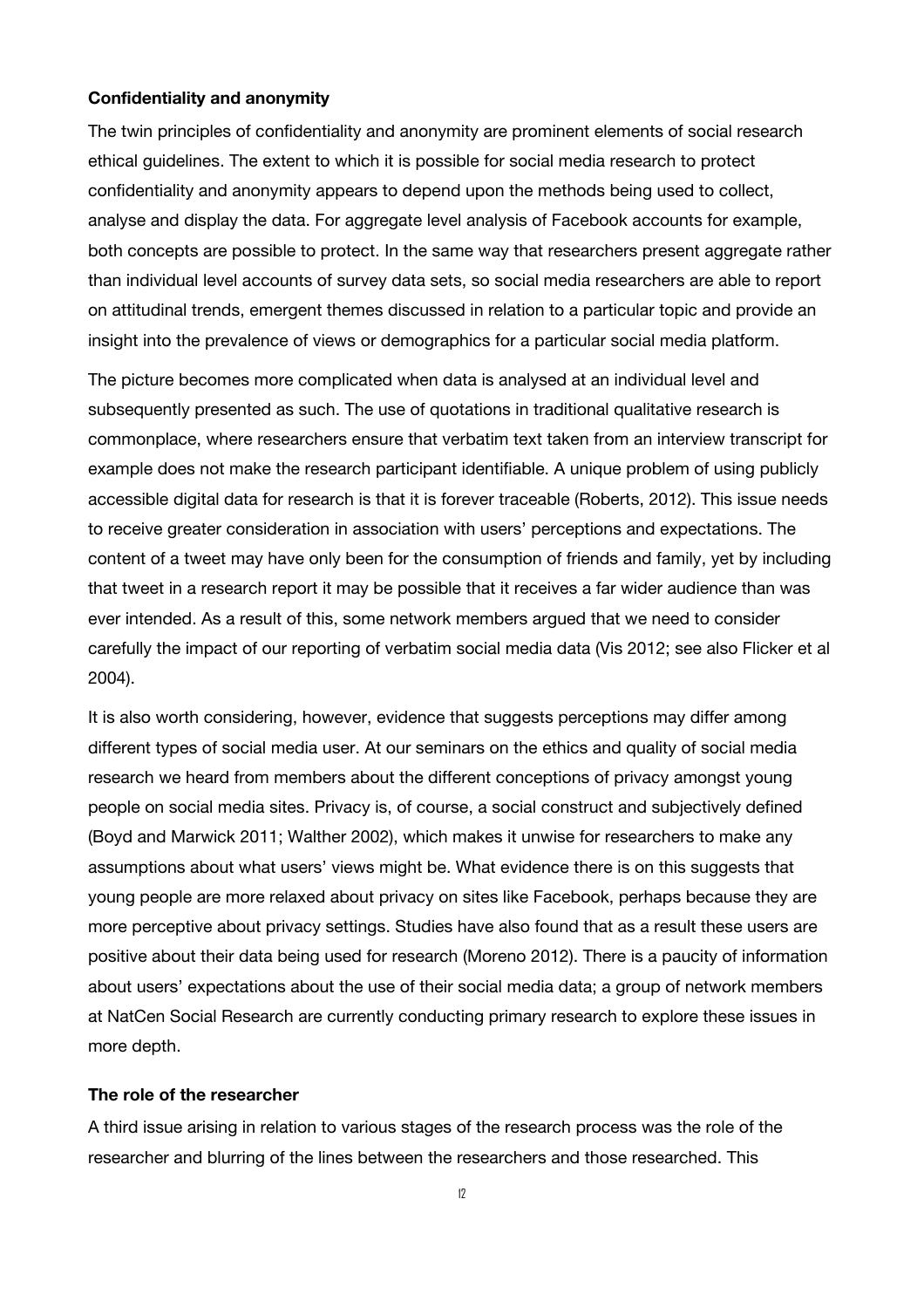**Confidentiality and anonymity**

The twin principles of confidentiality and anonymity are prominent elements of social research ethical guidelines. The extent to which it is possible for social media research to protect confidentiality and anonymity appears to depend upon the methods being used to collect, analyse and display the data. For aggregate level analysis of Facebook accounts for example, both concepts are possible to protect. In the same way that researchers present aggregate rather than individual level accounts of survey data sets, so social media researchers are able to report on attitudinal trends, emergent themes discussed in relation to a particular topic and provide an insight into the prevalence of views or demographics for a particular social media platform.

The picture becomes more complicated when data is analysed at an individual level and subsequently presented as such. The use of quotations in traditional qualitative research is commonplace, where researchers ensure that verbatim text taken from an interview transcript for example does not make the research participant identifiable. A unique problem of using publicly accessible digital data for research is that it is forever traceable (Roberts, 2012). This issue needs to receive greater consideration in association with users' perceptions and expectations. The content of a tweet may have only been for the consumption of friends and family, yet by including that tweet in a research report it may be possible that it receives a far wider audience than was ever intended. As a result of this, some network members argued that we need to consider carefully the impact of our reporting of verbatim social media data (Vis 2012; see also Flicker et al 2004).

It is also worth considering, however, evidence that suggests perceptions may differ among different types of social media user. At our seminars on the ethics and quality of social media research we heard from members about the different conceptions of privacy amongst young people on social media sites. Privacy is, of course, a social construct and subjectively defined (Boyd and Marwick 2011; Walther 2002), which makes it unwise for researchers to make any assumptions about what users' views might be. What evidence there is on this suggests that young people are more relaxed about privacy on sites like Facebook, perhaps because they are more perceptive about privacy settings. Studies have also found that as a result these users are positive about their data being used for research (Moreno 2012). There is a paucity of information about users' expectations about the use of their social media data; a group of network members at NatCen Social Research are currently conducting primary research to explore these issues in more depth.

**The role of the researcher**

A third issue arising in relation to various stages of the research process was the role of the researcher and blurring of the lines between the researchers and those researched. This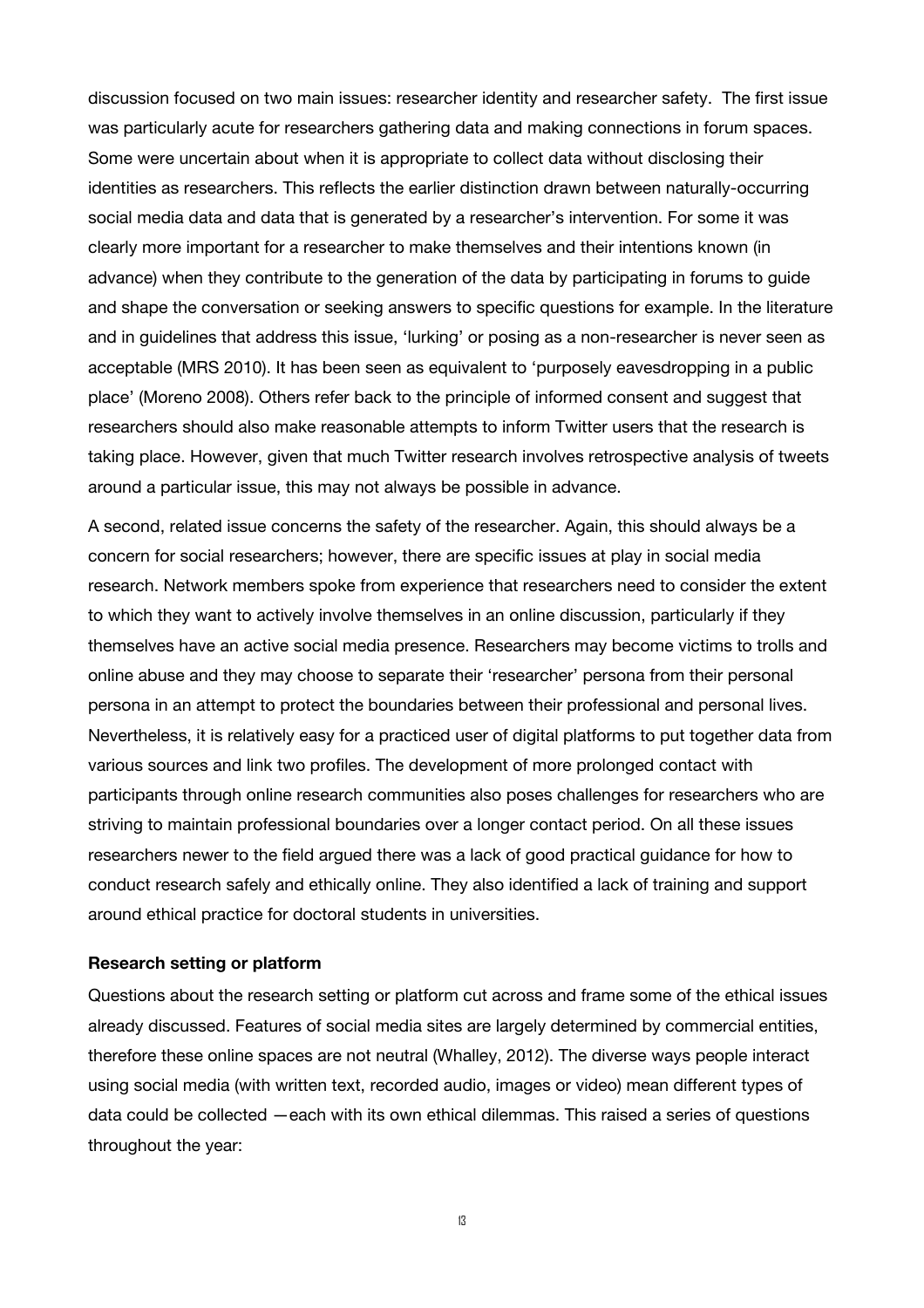discussion focused on two main issues: researcher identity and researcher safety. The first issue was particularly acute for researchers gathering data and making connections in forum spaces. Some were uncertain about when it is appropriate to collect data without disclosing their identities as researchers. This reflects the earlier distinction drawn between naturally-occurring social media data and data that is generated by a researcher's intervention. For some it was clearly more important for a researcher to make themselves and their intentions known (in advance) when they contribute to the generation of the data by participating in forums to guide and shape the conversation or seeking answers to specific questions for example. In the literature and in guidelines that address this issue, 'lurking' or posing as a non-researcher is never seen as acceptable (MRS 2010). It has been seen as equivalent to 'purposely eavesdropping in a public place' (Moreno 2008). Others refer back to the principle of informed consent and suggest that researchers should also make reasonable attempts to inform Twitter users that the research is taking place. However, given that much Twitter research involves retrospective analysis of tweets around a particular issue, this may not always be possible in advance.

A second, related issue concerns the safety of the researcher. Again, this should always be a concern for social researchers; however, there are specific issues at play in social media research. Network members spoke from experience that researchers need to consider the extent to which they want to actively involve themselves in an online discussion, particularly if they themselves have an active social media presence. Researchers may become victims to trolls and online abuse and they may choose to separate their 'researcher' persona from their personal persona in an attempt to protect the boundaries between their professional and personal lives. Nevertheless, it is relatively easy for a practiced user of digital platforms to put together data from various sources and link two profiles. The development of more prolonged contact with participants through online research communities also poses challenges for researchers who are striving to maintain professional boundaries over a longer contact period. On all these issues researchers newer to the field argued there was a lack of good practical guidance for how to conduct research safely and ethically online. They also identified a lack of training and support around ethical practice for doctoral students in universities.

**Research setting or platform**

Questions about the research setting or platform cut across and frame some of the ethical issues already discussed. Features of social media sites are largely determined by commercial entities, therefore these online spaces are not neutral (Whalley, 2012). The diverse ways people interact using social media (with written text, recorded audio, images or video) mean different types of data could be collected —each with its own ethical dilemmas. This raised a series of questions throughout the year: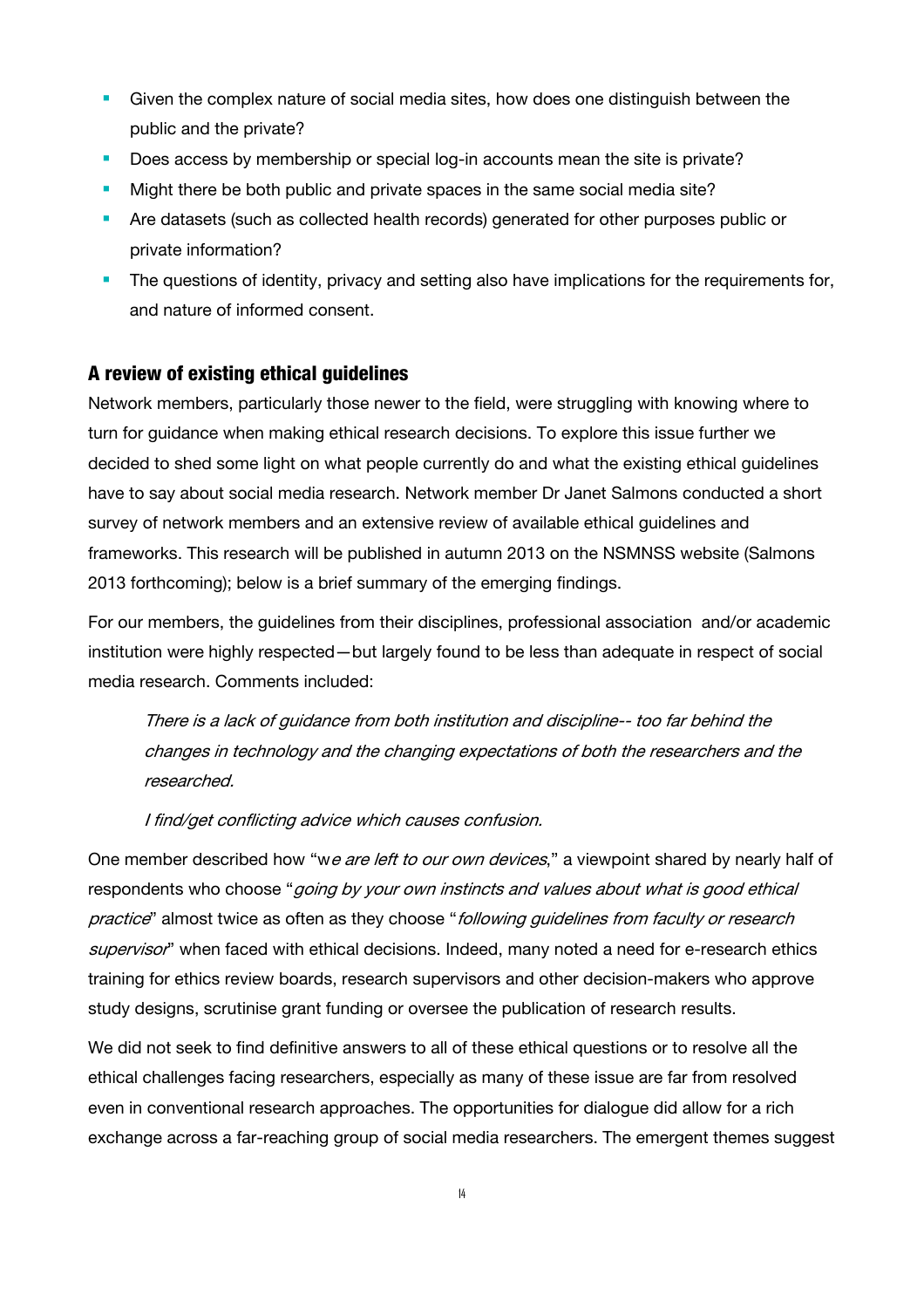- Given the complex nature of social media sites, how does one distinguish between the public and the private?
- Does access by membership or special log-in accounts mean the site is private?
- Might there be both public and private spaces in the same social media site?
- Are datasets (such as collected health records) generated for other purposes public or private information?
- The questions of identity, privacy and setting also have implications for the requirements for, and nature of informed consent.

## A review of existing ethical guidelines

Network members, particularly those newer to the field, were struggling with knowing where to turn for guidance when making ethical research decisions. To explore this issue further we decided to shed some light on what people currently do and what the existing ethical guidelines have to say about social media research. Network member Dr Janet Salmons conducted a short survey of network members and an extensive review of available ethical guidelines and frameworks. This research will be published in autumn 2013 on the NSMNSS website (Salmons 2013 forthcoming); below is a brief summary of the emerging findings.

For our members, the guidelines from their disciplines, professional association and/or academic institution were highly respected—but largely found to be less than adequate in respect of social media research. Comments included:

> *There is a lack of guidance from both institution and discipline-- too far behind the changes in technology and the changing expectations of both the researchers and the researched.*
>
> *I find/get conflicting advice which causes confusion.*

One member described how "w*e are left to our own devices*," a viewpoint shared by nearly half of respondents who choose "*going by your own instincts and values about what is good ethical practice*" almost twice as often as they choose "*following guidelines from faculty or research supervisor*" when faced with ethical decisions. Indeed, many noted a need for e-research ethics training for ethics review boards, research supervisors and other decision-makers who approve study designs, scrutinise grant funding or oversee the publication of research results.

We did not seek to find definitive answers to all of these ethical questions or to resolve all the ethical challenges facing researchers, especially as many of these issue are far from resolved even in conventional research approaches. The opportunities for dialogue did allow for a rich exchange across a far-reaching group of social media researchers. The emergent themes suggest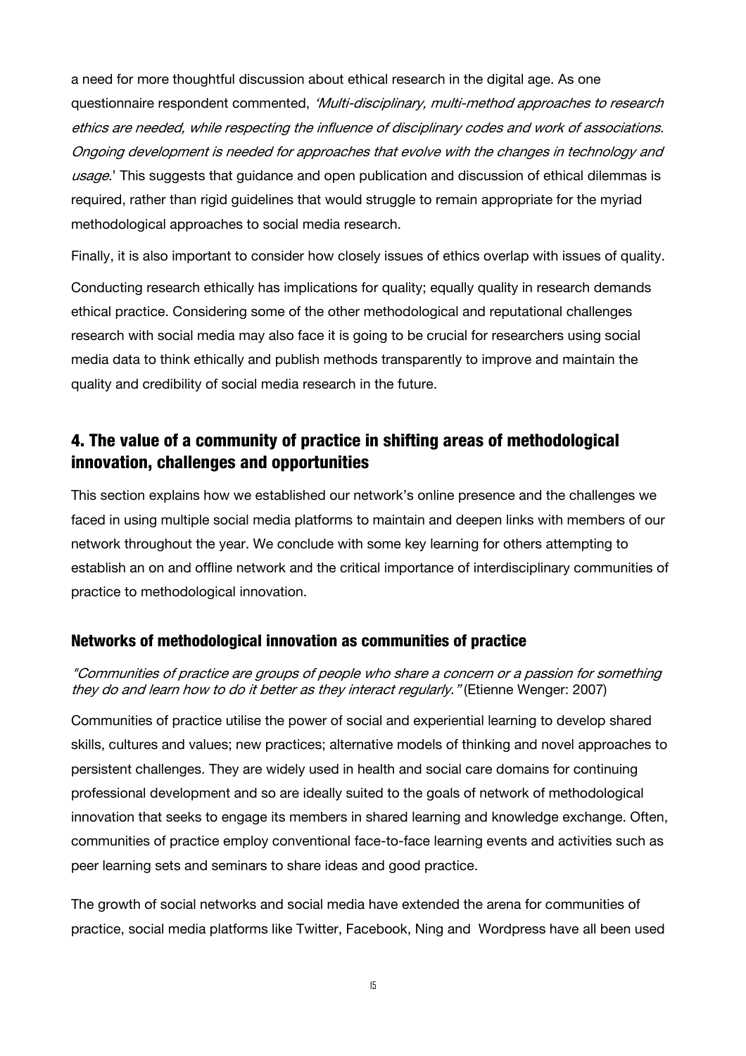a need for more thoughtful discussion about ethical research in the digital age. As one questionnaire respondent commented, *'Multi-disciplinary, multi-method approaches to research ethics are needed, while respecting the influence of disciplinary codes and work of associations. Ongoing development is needed for approaches that evolve with the changes in technology and usage.*' This suggests that guidance and open publication and discussion of ethical dilemmas is required, rather than rigid guidelines that would struggle to remain appropriate for the myriad methodological approaches to social media research.

Finally, it is also important to consider how closely issues of ethics overlap with issues of quality.

Conducting research ethically has implications for quality; equally quality in research demands ethical practice. Considering some of the other methodological and reputational challenges research with social media may also face it is going to be crucial for researchers using social media data to think ethically and publish methods transparently to improve and maintain the quality and credibility of social media research in the future.

## 4. The value of a community of practice in shifting areas of methodological innovation, challenges and opportunities

This section explains how we established our network's online presence and the challenges we faced in using multiple social media platforms to maintain and deepen links with members of our network throughout the year. We conclude with some key learning for others attempting to establish an on and offline network and the critical importance of interdisciplinary communities of practice to methodological innovation.

### Networks of methodological innovation as communities of practice

*"Communities of practice are groups of people who share a concern or a passion for something they do and learn how to do it better as they interact regularly."* (Etienne Wenger: 2007)

Communities of practice utilise the power of social and experiential learning to develop shared skills, cultures and values; new practices; alternative models of thinking and novel approaches to persistent challenges. They are widely used in health and social care domains for continuing professional development and so are ideally suited to the goals of network of methodological innovation that seeks to engage its members in shared learning and knowledge exchange. Often, communities of practice employ conventional face-to-face learning events and activities such as peer learning sets and seminars to share ideas and good practice.

The growth of social networks and social media have extended the arena for communities of practice, social media platforms like Twitter, Facebook, Ning and Wordpress have all been used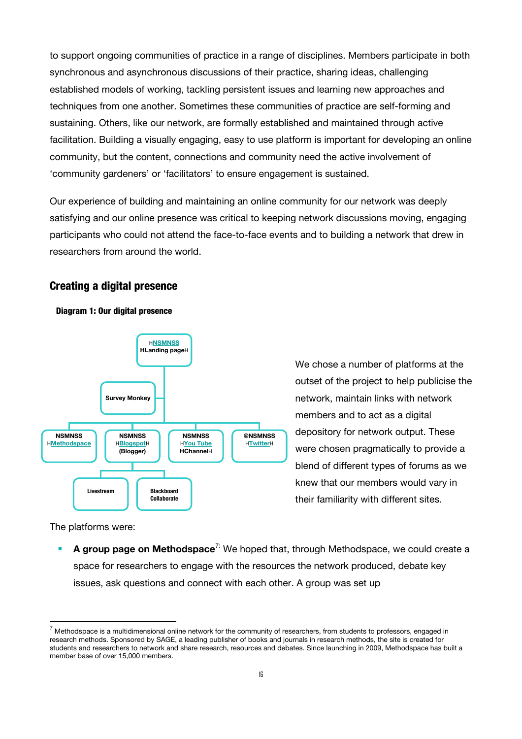to support ongoing communities of practice in a range of disciplines. Members participate in both synchronous and asynchronous discussions of their practice, sharing ideas, challenging established models of working, tackling persistent issues and learning new approaches and techniques from one another. Sometimes these communities of practice are self-forming and sustaining. Others, like our network, are formally established and maintained through active facilitation. Building a visually engaging, easy to use platform is important for developing an online community, but the content, connections and community need the active involvement of 'community gardeners' or 'facilitators' to ensure engagement is sustained.

Our experience of building and maintaining an online community for our network was deeply satisfying and our online presence was critical to keeping network discussions moving, engaging participants who could not attend the face-to-face events and to building a network that drew in researchers from around the world.

## Creating a digital presence

**Diagram 1: Our digital presence**

- NSMNSS Landing page
  - Survey Monkey
  - NSMNSS Methodspace
  - NSMNSS Blogspot (Blogger)
    - Livestream
    - Blackboard Collaborate
  - NSMNSS You Tube Channel
  - @NSMNSS Twitter

We chose a number of platforms at the outset of the project to help publicise the network, maintain links with network members and to act as a digital depository for network output. These were chosen pragmatically to provide a blend of different types of forums as we knew that our members would vary in their familiarity with different sites.

The platforms were:

- **A group page on Methodspace**[7]: We hoped that, through Methodspace, we could create a space for researchers to engage with the resources the network produced, debate key issues, ask questions and connect with each other. A group was set up

[7] Methodspace is a multidimensional online network for the community of researchers, from students to professors, engaged in research methods. Sponsored by SAGE, a leading publisher of books and journals in research methods, the site is created for students and researchers to network and share research, resources and debates. Since launching in 2009, Methodspace has built a member base of over 15,000 members.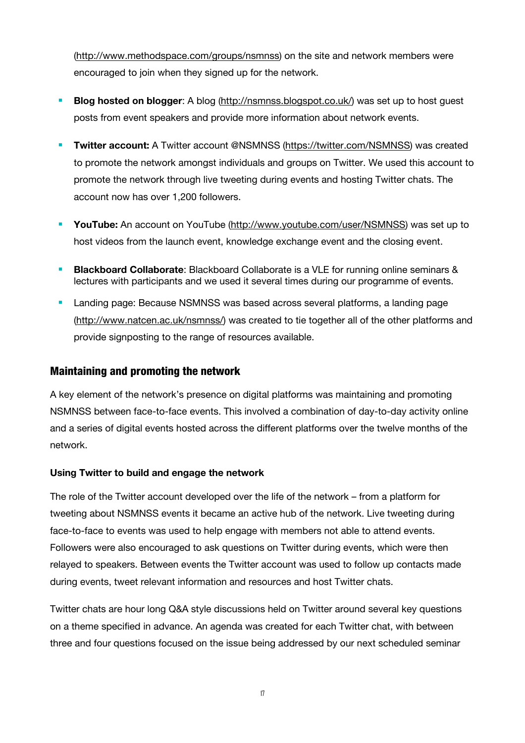(http://www.methodspace.com/groups/nsmnss) on the site and network members were encouraged to join when they signed up for the network.

- **Blog hosted on blogger**: A blog (http://nsmnss.blogspot.co.uk/) was set up to host guest posts from event speakers and provide more information about network events.
- **Twitter account:** A Twitter account @NSMNSS (https://twitter.com/NSMNSS) was created to promote the network amongst individuals and groups on Twitter. We used this account to promote the network through live tweeting during events and hosting Twitter chats. The account now has over 1,200 followers.
- **YouTube:** An account on YouTube (http://www.youtube.com/user/NSMNSS) was set up to host videos from the launch event, knowledge exchange event and the closing event.
- **Blackboard Collaborate**: Blackboard Collaborate is a VLE for running online seminars & lectures with participants and we used it several times during our programme of events.
- Landing page: Because NSMNSS was based across several platforms, a landing page (http://www.natcen.ac.uk/nsmnss/) was created to tie together all of the other platforms and provide signposting to the range of resources available.

## Maintaining and promoting the network

A key element of the network's presence on digital platforms was maintaining and promoting NSMNSS between face-to-face events. This involved a combination of day-to-day activity online and a series of digital events hosted across the different platforms over the twelve months of the network.

### Using Twitter to build and engage the network

The role of the Twitter account developed over the life of the network – from a platform for tweeting about NSMNSS events it became an active hub of the network. Live tweeting during face-to-face to events was used to help engage with members not able to attend events. Followers were also encouraged to ask questions on Twitter during events, which were then relayed to speakers. Between events the Twitter account was used to follow up contacts made during events, tweet relevant information and resources and host Twitter chats.

Twitter chats are hour long Q&A style discussions held on Twitter around several key questions on a theme specified in advance. An agenda was created for each Twitter chat, with between three and four questions focused on the issue being addressed by our next scheduled seminar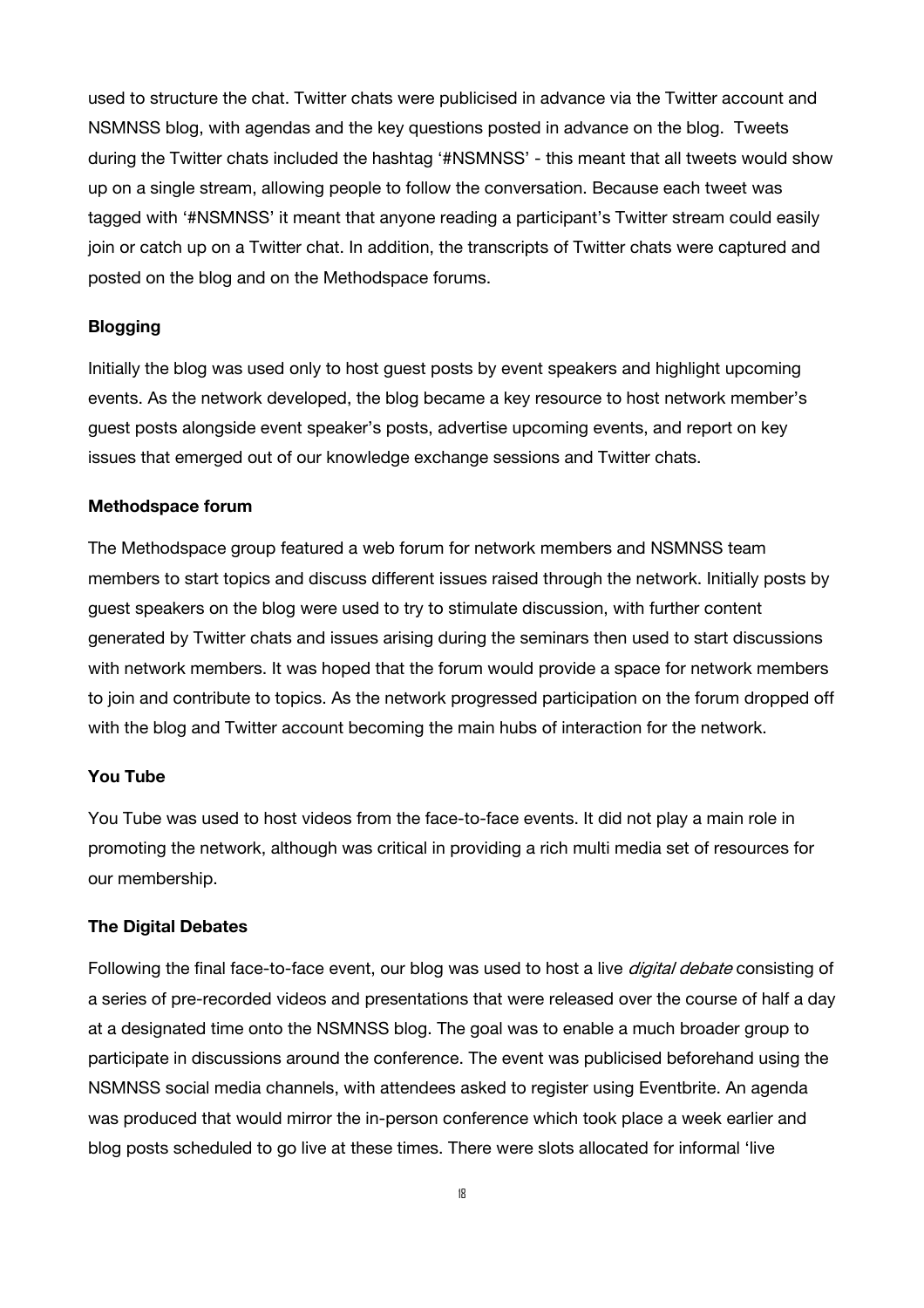used to structure the chat. Twitter chats were publicised in advance via the Twitter account and NSMNSS blog, with agendas and the key questions posted in advance on the blog. Tweets during the Twitter chats included the hashtag '#NSMNSS' - this meant that all tweets would show up on a single stream, allowing people to follow the conversation. Because each tweet was tagged with '#NSMNSS' it meant that anyone reading a participant's Twitter stream could easily join or catch up on a Twitter chat. In addition, the transcripts of Twitter chats were captured and posted on the blog and on the Methodspace forums.

**Blogging**

Initially the blog was used only to host guest posts by event speakers and highlight upcoming events. As the network developed, the blog became a key resource to host network member's guest posts alongside event speaker's posts, advertise upcoming events, and report on key issues that emerged out of our knowledge exchange sessions and Twitter chats.

**Methodspace forum**

The Methodspace group featured a web forum for network members and NSMNSS team members to start topics and discuss different issues raised through the network. Initially posts by guest speakers on the blog were used to try to stimulate discussion, with further content generated by Twitter chats and issues arising during the seminars then used to start discussions with network members. It was hoped that the forum would provide a space for network members to join and contribute to topics. As the network progressed participation on the forum dropped off with the blog and Twitter account becoming the main hubs of interaction for the network.

**You Tube**

You Tube was used to host videos from the face-to-face events. It did not play a main role in promoting the network, although was critical in providing a rich multi media set of resources for our membership.

**The Digital Debates**

Following the final face-to-face event, our blog was used to host a live *digital debate* consisting of a series of pre-recorded videos and presentations that were released over the course of half a day at a designated time onto the NSMNSS blog. The goal was to enable a much broader group to participate in discussions around the conference. The event was publicised beforehand using the NSMNSS social media channels, with attendees asked to register using Eventbrite. An agenda was produced that would mirror the in-person conference which took place a week earlier and blog posts scheduled to go live at these times. There were slots allocated for informal 'live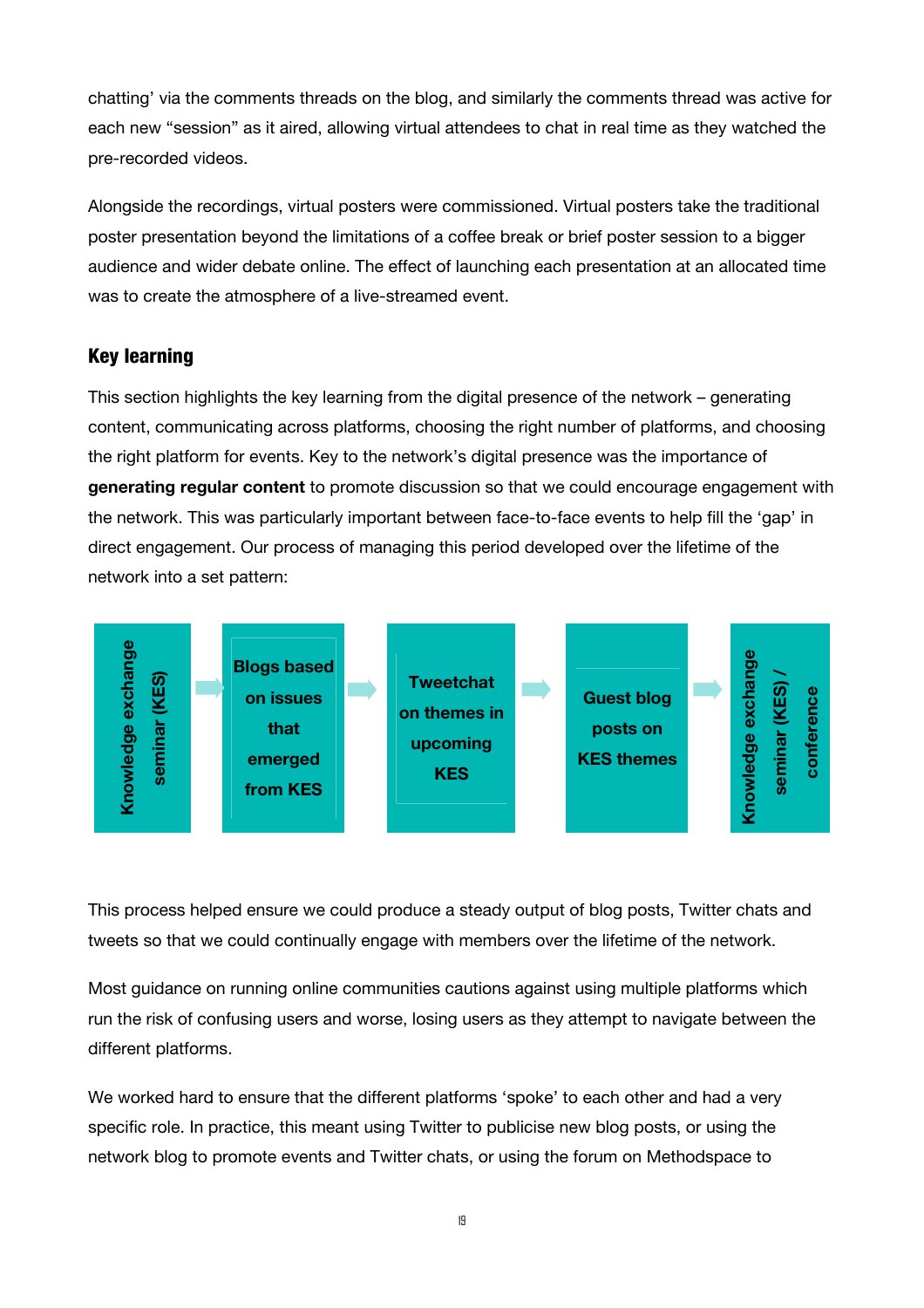chatting' via the comments threads on the blog, and similarly the comments thread was active for each new "session" as it aired, allowing virtual attendees to chat in real time as they watched the pre-recorded videos.

Alongside the recordings, virtual posters were commissioned. Virtual posters take the traditional poster presentation beyond the limitations of a coffee break or brief poster session to a bigger audience and wider debate online. The effect of launching each presentation at an allocated time was to create the atmosphere of a live-streamed event.

## Key learning

This section highlights the key learning from the digital presence of the network – generating content, communicating across platforms, choosing the right number of platforms, and choosing the right platform for events. Key to the network's digital presence was the importance of **generating regular content** to promote discussion so that we could encourage engagement with the network. This was particularly important between face-to-face events to help fill the 'gap' in direct engagement. Our process of managing this period developed over the lifetime of the network into a set pattern:

**Knowledge exchange seminar (KES)** → **Blogs based on issues that emerged from KES** → **Tweetchat on themes in upcoming KES** → **Guest blog posts on KES themes** → **Knowledge exchange seminar (KES) / conference**

This process helped ensure we could produce a steady output of blog posts, Twitter chats and tweets so that we could continually engage with members over the lifetime of the network.

Most guidance on running online communities cautions against using multiple platforms which run the risk of confusing users and worse, losing users as they attempt to navigate between the different platforms.

We worked hard to ensure that the different platforms 'spoke' to each other and had a very specific role. In practice, this meant using Twitter to publicise new blog posts, or using the network blog to promote events and Twitter chats, or using the forum on Methodspace to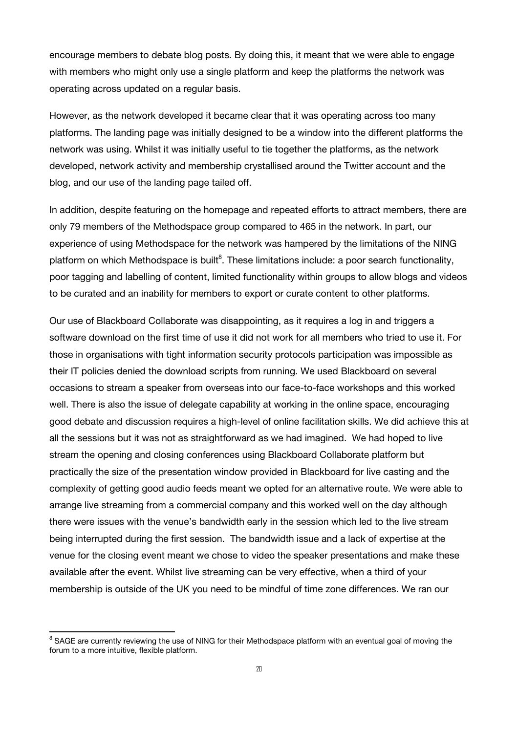encourage members to debate blog posts. By doing this, it meant that we were able to engage with members who might only use a single platform and keep the platforms the network was operating across updated on a regular basis.

However, as the network developed it became clear that it was operating across too many platforms. The landing page was initially designed to be a window into the different platforms the network was using. Whilst it was initially useful to tie together the platforms, as the network developed, network activity and membership crystallised around the Twitter account and the blog, and our use of the landing page tailed off.

In addition, despite featuring on the homepage and repeated efforts to attract members, there are only 79 members of the Methodspace group compared to 465 in the network. In part, our experience of using Methodspace for the network was hampered by the limitations of the NING platform on which Methodspace is built[8]. These limitations include: a poor search functionality, poor tagging and labelling of content, limited functionality within groups to allow blogs and videos to be curated and an inability for members to export or curate content to other platforms.

Our use of Blackboard Collaborate was disappointing, as it requires a log in and triggers a software download on the first time of use it did not work for all members who tried to use it. For those in organisations with tight information security protocols participation was impossible as their IT policies denied the download scripts from running. We used Blackboard on several occasions to stream a speaker from overseas into our face-to-face workshops and this worked well. There is also the issue of delegate capability at working in the online space, encouraging good debate and discussion requires a high-level of online facilitation skills. We did achieve this at all the sessions but it was not as straightforward as we had imagined. We had hoped to live stream the opening and closing conferences using Blackboard Collaborate platform but practically the size of the presentation window provided in Blackboard for live casting and the complexity of getting good audio feeds meant we opted for an alternative route. We were able to arrange live streaming from a commercial company and this worked well on the day although there were issues with the venue's bandwidth early in the session which led to the live stream being interrupted during the first session. The bandwidth issue and a lack of expertise at the venue for the closing event meant we chose to video the speaker presentations and make these available after the event. Whilst live streaming can be very effective, when a third of your membership is outside of the UK you need to be mindful of time zone differences. We ran our

[8] SAGE are currently reviewing the use of NING for their Methodspace platform with an eventual goal of moving the forum to a more intuitive, flexible platform.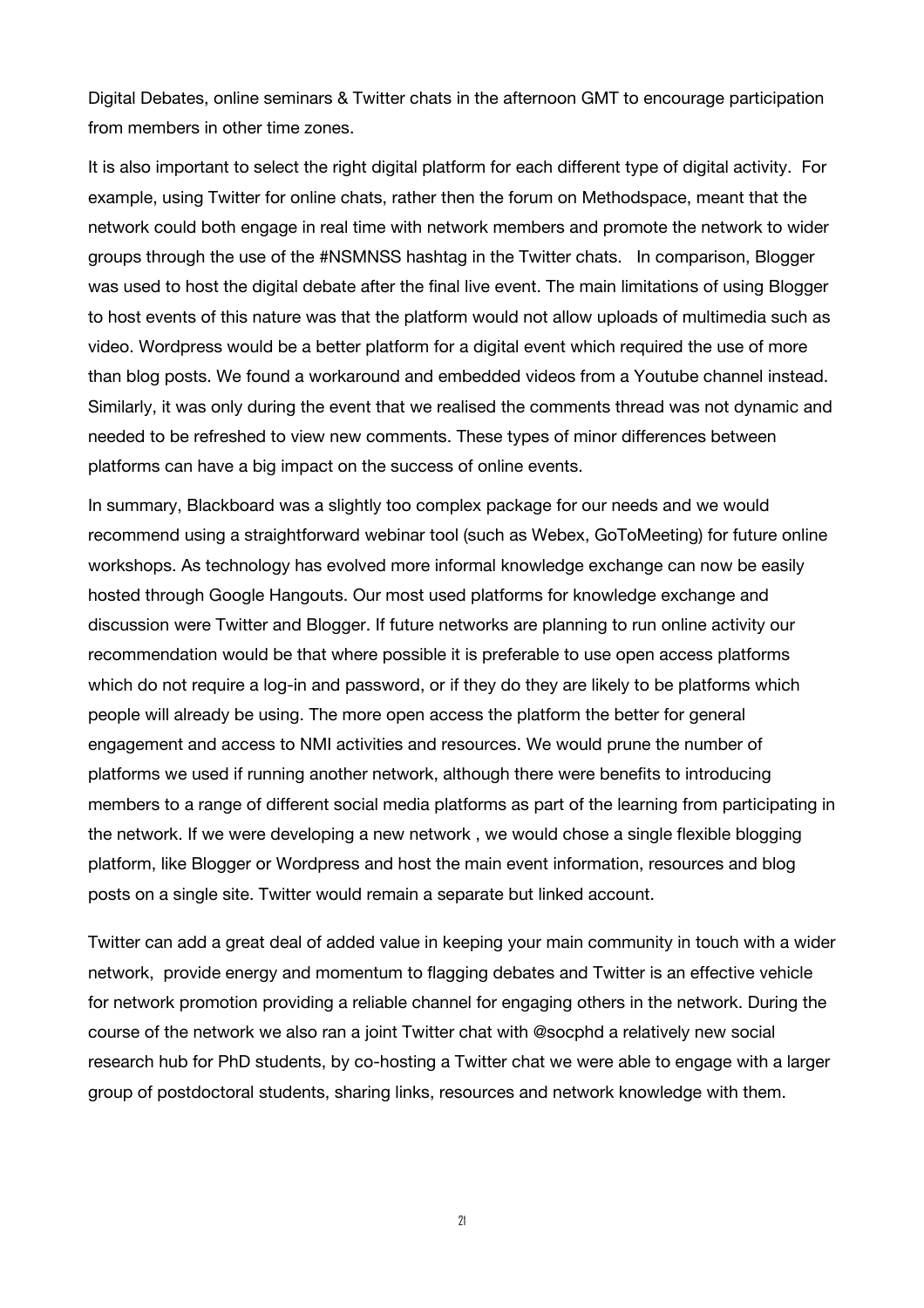Digital Debates, online seminars & Twitter chats in the afternoon GMT to encourage participation from members in other time zones.

It is also important to select the right digital platform for each different type of digital activity. For example, using Twitter for online chats, rather then the forum on Methodspace, meant that the network could both engage in real time with network members and promote the network to wider groups through the use of the #NSMNSS hashtag in the Twitter chats. In comparison, Blogger was used to host the digital debate after the final live event. The main limitations of using Blogger to host events of this nature was that the platform would not allow uploads of multimedia such as video. Wordpress would be a better platform for a digital event which required the use of more than blog posts. We found a workaround and embedded videos from a Youtube channel instead. Similarly, it was only during the event that we realised the comments thread was not dynamic and needed to be refreshed to view new comments. These types of minor differences between platforms can have a big impact on the success of online events.

In summary, Blackboard was a slightly too complex package for our needs and we would recommend using a straightforward webinar tool (such as Webex, GoToMeeting) for future online workshops. As technology has evolved more informal knowledge exchange can now be easily hosted through Google Hangouts. Our most used platforms for knowledge exchange and discussion were Twitter and Blogger. If future networks are planning to run online activity our recommendation would be that where possible it is preferable to use open access platforms which do not require a log-in and password, or if they do they are likely to be platforms which people will already be using. The more open access the platform the better for general engagement and access to NMI activities and resources. We would prune the number of platforms we used if running another network, although there were benefits to introducing members to a range of different social media platforms as part of the learning from participating in the network. If we were developing a new network , we would chose a single flexible blogging platform, like Blogger or Wordpress and host the main event information, resources and blog posts on a single site. Twitter would remain a separate but linked account.

Twitter can add a great deal of added value in keeping your main community in touch with a wider network, provide energy and momentum to flagging debates and Twitter is an effective vehicle for network promotion providing a reliable channel for engaging others in the network. During the course of the network we also ran a joint Twitter chat with @socphd a relatively new social research hub for PhD students, by co-hosting a Twitter chat we were able to engage with a larger group of postdoctoral students, sharing links, resources and network knowledge with them.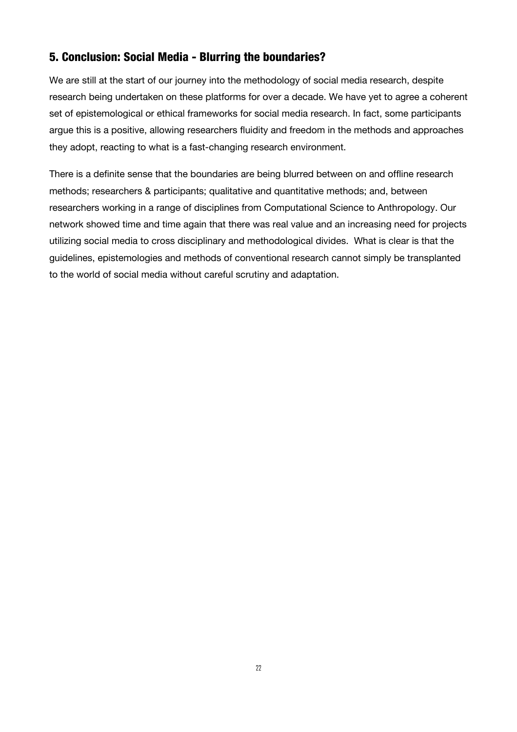## 5. Conclusion: Social Media - Blurring the boundaries?

We are still at the start of our journey into the methodology of social media research, despite research being undertaken on these platforms for over a decade. We have yet to agree a coherent set of epistemological or ethical frameworks for social media research. In fact, some participants argue this is a positive, allowing researchers fluidity and freedom in the methods and approaches they adopt, reacting to what is a fast-changing research environment.

There is a definite sense that the boundaries are being blurred between on and offline research methods; researchers & participants; qualitative and quantitative methods; and, between researchers working in a range of disciplines from Computational Science to Anthropology. Our network showed time and time again that there was real value and an increasing need for projects utilizing social media to cross disciplinary and methodological divides.  What is clear is that the guidelines, epistemologies and methods of conventional research cannot simply be transplanted to the world of social media without careful scrutiny and adaptation.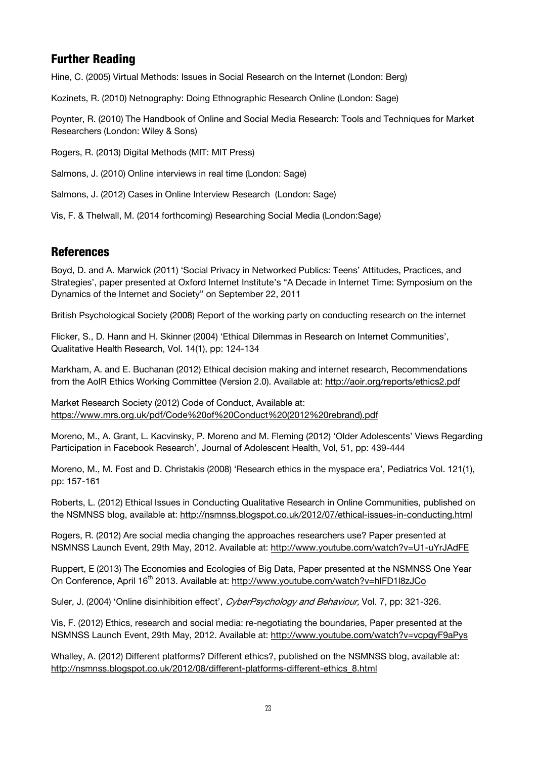## Further Reading

Hine, C. (2005) Virtual Methods: Issues in Social Research on the Internet (London: Berg)

Kozinets, R. (2010) Netnography: Doing Ethnographic Research Online (London: Sage)

Poynter, R. (2010) The Handbook of Online and Social Media Research: Tools and Techniques for Market Researchers (London: Wiley & Sons)

Rogers, R. (2013) Digital Methods (MIT: MIT Press)

Salmons, J. (2010) Online interviews in real time (London: Sage)

Salmons, J. (2012) Cases in Online Interview Research (London: Sage)

Vis, F. & Thelwall, M. (2014 forthcoming) Researching Social Media (London:Sage)

## References

Boyd, D. and A. Marwick (2011) 'Social Privacy in Networked Publics: Teens' Attitudes, Practices, and Strategies', paper presented at Oxford Internet Institute's "A Decade in Internet Time: Symposium on the Dynamics of the Internet and Society" on September 22, 2011

British Psychological Society (2008) Report of the working party on conducting research on the internet

Flicker, S., D. Hann and H. Skinner (2004) 'Ethical Dilemmas in Research on Internet Communities', Qualitative Health Research, Vol. 14(1), pp: 124-134

Markham, A. and E. Buchanan (2012) Ethical decision making and internet research, Recommendations from the AoIR Ethics Working Committee (Version 2.0). Available at: http://aoir.org/reports/ethics2.pdf

Market Research Society (2012) Code of Conduct, Available at: https://www.mrs.org.uk/pdf/Code%20of%20Conduct%20(2012%20rebrand).pdf

Moreno, M., A. Grant, L. Kacvinsky, P. Moreno and M. Fleming (2012) 'Older Adolescents' Views Regarding Participation in Facebook Research', Journal of Adolescent Health, Vol, 51, pp: 439-444

Moreno, M., M. Fost and D. Christakis (2008) 'Research ethics in the myspace era', Pediatrics Vol. 121(1), pp: 157-161

Roberts, L. (2012) Ethical Issues in Conducting Qualitative Research in Online Communities, published on the NSMNSS blog, available at: http://nsmnss.blogspot.co.uk/2012/07/ethical-issues-in-conducting.html

Rogers, R. (2012) Are social media changing the approaches researchers use? Paper presented at NSMNSS Launch Event, 29th May, 2012. Available at: http://www.youtube.com/watch?v=U1-uYrJAdFE

Ruppert, E (2013) The Economies and Ecologies of Big Data, Paper presented at the NSMNSS One Year On Conference, April 16th 2013. Available at: http://www.youtube.com/watch?v=hIFD1l8zJCo

Suler, J. (2004) 'Online disinhibition effect', *CyberPsychology and Behaviour,* Vol. 7, pp: 321-326.

Vis, F. (2012) Ethics, research and social media: re-negotiating the boundaries, Paper presented at the NSMNSS Launch Event, 29th May, 2012. Available at: http://www.youtube.com/watch?v=vcpgyF9aPys

Whalley, A. (2012) Different platforms? Different ethics?, published on the NSMNSS blog, available at: http://nsmnss.blogspot.co.uk/2012/08/different-platforms-different-ethics_8.html